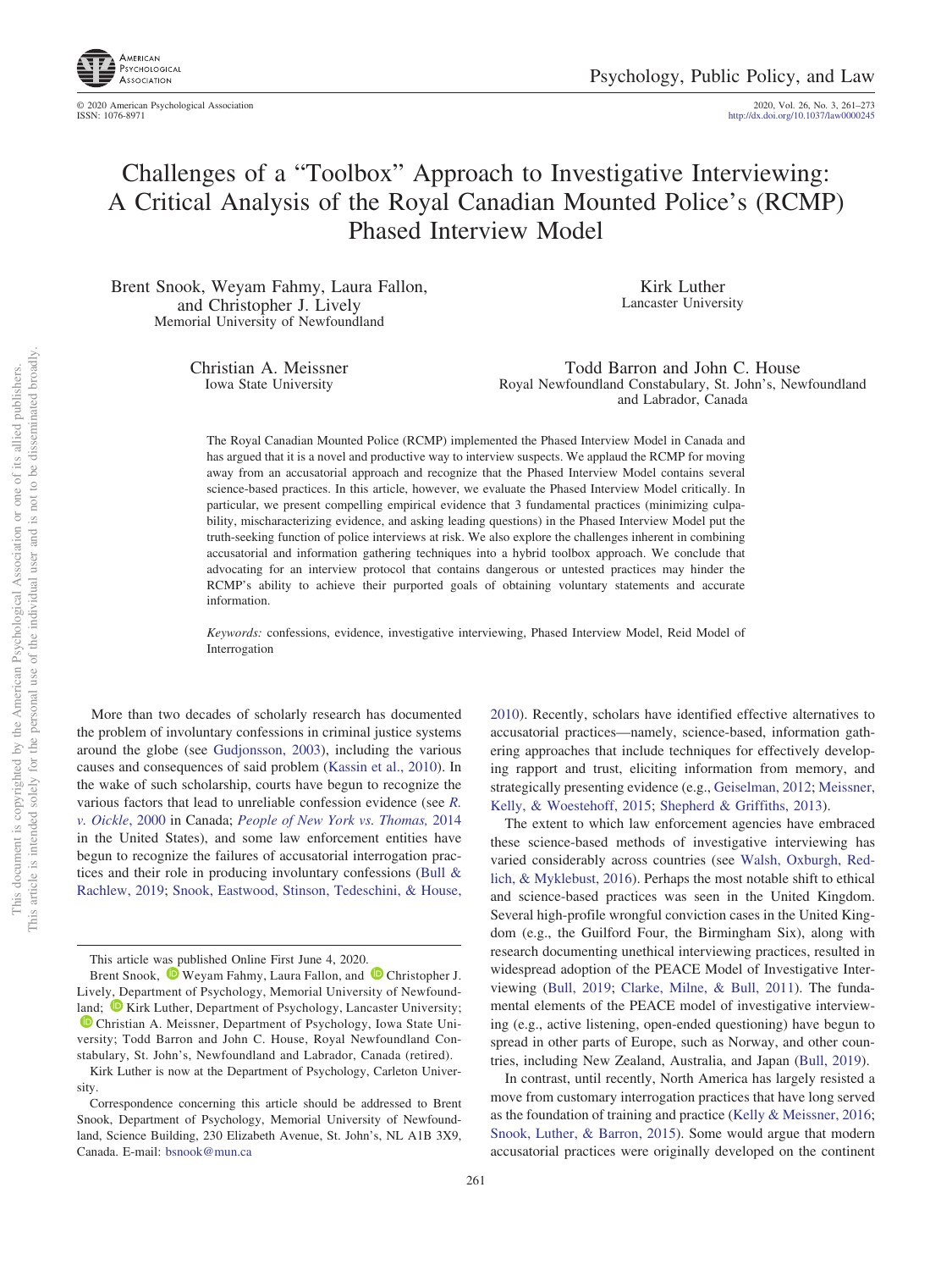# Challenges of a "Toolbox" Approach to Investigative Interviewing: A Critical Analysis of the Royal Canadian Mounted Police's (RCMP) Phased Interview Model

Brent Snook, Weyam Fahmy, Laura Fallon, and Christopher J. Lively
Memorial University of Newfoundland

Kirk Luther
Lancaster University

Christian A. Meissner
Iowa State University

Todd Barron and John C. House
Royal Newfoundland Constabulary, St. John's, Newfoundland and Labrador, Canada

The Royal Canadian Mounted Police (RCMP) implemented the Phased Interview Model in Canada and has argued that it is a novel and productive way to interview suspects. We applaud the RCMP for moving away from an accusatorial approach and recognize that the Phased Interview Model contains several science-based practices. In this article, however, we evaluate the Phased Interview Model critically. In particular, we present compelling empirical evidence that 3 fundamental practices (minimizing culpability, mischaracterizing evidence, and asking leading questions) in the Phased Interview Model put the truth-seeking function of police interviews at risk. We also explore the challenges inherent in combining accusatorial and information gathering techniques into a hybrid toolbox approach. We conclude that advocating for an interview protocol that contains dangerous or untested practices may hinder the RCMP's ability to achieve their purported goals of obtaining voluntary statements and accurate information.

*Keywords:* confessions, evidence, investigative interviewing, Phased Interview Model, Reid Model of Interrogation

More than two decades of scholarly research has documented the problem of involuntary confessions in criminal justice systems around the globe (see Gudjonsson, 2003), including the various causes and consequences of said problem (Kassin et al., 2010). In the wake of such scholarship, courts have begun to recognize the various factors that lead to unreliable confession evidence (see *R. v. Oickle*, 2000 in Canada; *People of New York vs. Thomas,* 2014 in the United States), and some law enforcement entities have begun to recognize the failures of accusatorial interrogation practices and their role in producing involuntary confessions (Bull & Rachlew, 2019; Snook, Eastwood, Stinson, Tedeschini, & House, 2010). Recently, scholars have identified effective alternatives to accusatorial practices—namely, science-based, information gathering approaches that include techniques for effectively developing rapport and trust, eliciting information from memory, and strategically presenting evidence (e.g., Geiselman, 2012; Meissner, Kelly, & Woestehoff, 2015; Shepherd & Griffiths, 2013).

The extent to which law enforcement agencies have embraced these science-based methods of investigative interviewing has varied considerably across countries (see Walsh, Oxburgh, Redlich, & Myklebust, 2016). Perhaps the most notable shift to ethical and science-based practices was seen in the United Kingdom. Several high-profile wrongful conviction cases in the United Kingdom (e.g., the Guilford Four, the Birmingham Six), along with research documenting unethical interviewing practices, resulted in widespread adoption of the PEACE Model of Investigative Interviewing (Bull, 2019; Clarke, Milne, & Bull, 2011). The fundamental elements of the PEACE model of investigative interviewing (e.g., active listening, open-ended questioning) have begun to spread in other parts of Europe, such as Norway, and other countries, including New Zealand, Australia, and Japan (Bull, 2019).

In contrast, until recently, North America has largely resisted a move from customary interrogation practices that have long served as the foundation of training and practice (Kelly & Meissner, 2016; Snook, Luther, & Barron, 2015). Some would argue that modern accusatorial practices were originally developed on the continent

---

This article was published Online First June 4, 2020.

Brent Snook, Weyam Fahmy, Laura Fallon, and Christopher J. Lively, Department of Psychology, Memorial University of Newfoundland; Kirk Luther, Department of Psychology, Lancaster University; Christian A. Meissner, Department of Psychology, Iowa State University; Todd Barron and John C. House, Royal Newfoundland Constabulary, St. John's, Newfoundland and Labrador, Canada (retired).

Kirk Luther is now at the Department of Psychology, Carleton University.

Correspondence concerning this article should be addressed to Brent Snook, Department of Psychology, Memorial University of Newfoundland, Science Building, 230 Elizabeth Avenue, St. John's, NL A1B 3X9, Canada. E-mail: bsnook@mun.ca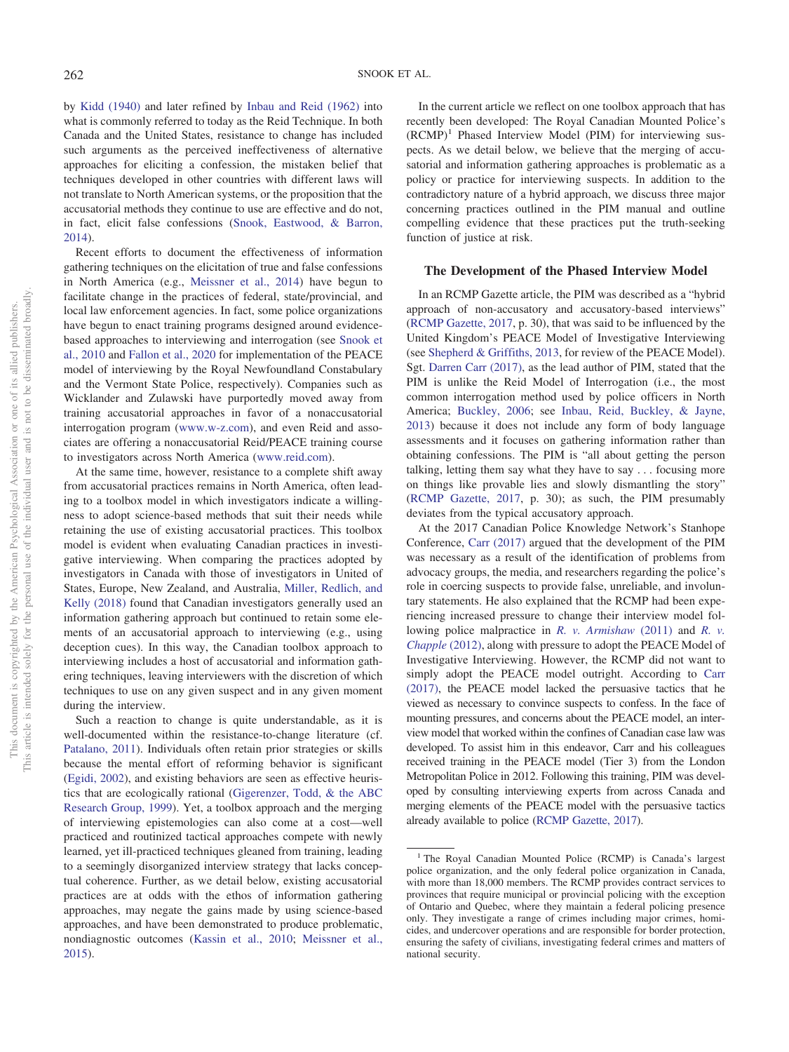by Kidd (1940) and later refined by Inbau and Reid (1962) into what is commonly referred to today as the Reid Technique. In both Canada and the United States, resistance to change has included such arguments as the perceived ineffectiveness of alternative approaches for eliciting a confession, the mistaken belief that techniques developed in other countries with different laws will not translate to North American systems, or the proposition that the accusatorial methods they continue to use are effective and do not, in fact, elicit false confessions (Snook, Eastwood, & Barron, 2014).

Recent efforts to document the effectiveness of information gathering techniques on the elicitation of true and false confessions in North America (e.g., Meissner et al., 2014) have begun to facilitate change in the practices of federal, state/provincial, and local law enforcement agencies. In fact, some police organizations have begun to enact training programs designed around evidence-based approaches to interviewing and interrogation (see Snook et al., 2010 and Fallon et al., 2020 for implementation of the PEACE model of interviewing by the Royal Newfoundland Constabulary and the Vermont State Police, respectively). Companies such as Wicklander and Zulawski have purportedly moved away from training accusatorial approaches in favor of a nonaccusatorial interrogation program (www.w-z.com), and even Reid and associates are offering a nonaccusatorial Reid/PEACE training course to investigators across North America (www.reid.com).

At the same time, however, resistance to a complete shift away from accusatorial practices remains in North America, often leading to a toolbox model in which investigators indicate a willingness to adopt science-based methods that suit their needs while retaining the use of existing accusatorial practices. This toolbox model is evident when evaluating Canadian practices in investigative interviewing. When comparing the practices adopted by investigators in Canada with those of investigators in United of States, Europe, New Zealand, and Australia, Miller, Redlich, and Kelly (2018) found that Canadian investigators generally used an information gathering approach but continued to retain some elements of an accusatorial approach to interviewing (e.g., using deception cues). In this way, the Canadian toolbox approach to interviewing includes a host of accusatorial and information gathering techniques, leaving interviewers with the discretion of which techniques to use on any given suspect and in any given moment during the interview.

Such a reaction to change is quite understandable, as it is well-documented within the resistance-to-change literature (cf. Patalano, 2011). Individuals often retain prior strategies or skills because the mental effort of reforming behavior is significant (Egidi, 2002), and existing behaviors are seen as effective heuristics that are ecologically rational (Gigerenzer, Todd, & the ABC Research Group, 1999). Yet, a toolbox approach and the merging of interviewing epistemologies can also come at a cost—well practiced and routinized tactical approaches compete with newly learned, yet ill-practiced techniques gleaned from training, leading to a seemingly disorganized interview strategy that lacks conceptual coherence. Further, as we detail below, existing accusatorial practices are at odds with the ethos of information gathering approaches, may negate the gains made by using science-based approaches, and have been demonstrated to produce problematic, nondiagnostic outcomes (Kassin et al., 2010; Meissner et al., 2015).

In the current article we reflect on one toolbox approach that has recently been developed: The Royal Canadian Mounted Police's (RCMP)[1] Phased Interview Model (PIM) for interviewing suspects. As we detail below, we believe that the merging of accusatorial and information gathering approaches is problematic as a policy or practice for interviewing suspects. In addition to the contradictory nature of a hybrid approach, we discuss three major concerning practices outlined in the PIM manual and outline compelling evidence that these practices put the truth-seeking function of justice at risk.

## The Development of the Phased Interview Model

In an RCMP Gazette article, the PIM was described as a "hybrid approach of non-accusatory and accusatory-based interviews" (RCMP Gazette, 2017, p. 30), that was said to be influenced by the United Kingdom's PEACE Model of Investigative Interviewing (see Shepherd & Griffiths, 2013, for review of the PEACE Model). Sgt. Darren Carr (2017), as the lead author of PIM, stated that the PIM is unlike the Reid Model of Interrogation (i.e., the most common interrogation method used by police officers in North America; Buckley, 2006; see Inbau, Reid, Buckley, & Jayne, 2013) because it does not include any form of body language assessments and it focuses on gathering information rather than obtaining confessions. The PIM is "all about getting the person talking, letting them say what they have to say . . . focusing more on things like provable lies and slowly dismantling the story" (RCMP Gazette, 2017, p. 30); as such, the PIM presumably deviates from the typical accusatory approach.

At the 2017 Canadian Police Knowledge Network's Stanhope Conference, Carr (2017) argued that the development of the PIM was necessary as a result of the identification of problems from advocacy groups, the media, and researchers regarding the police's role in coercing suspects to provide false, unreliable, and involuntary statements. He also explained that the RCMP had been experiencing increased pressure to change their interview model following police malpractice in *R. v. Armishaw* (2011) and *R. v. Chapple* (2012), along with pressure to adopt the PEACE Model of Investigative Interviewing. However, the RCMP did not want to simply adopt the PEACE model outright. According to Carr (2017), the PEACE model lacked the persuasive tactics that he viewed as necessary to convince suspects to confess. In the face of mounting pressures, and concerns about the PEACE model, an interview model that worked within the confines of Canadian case law was developed. To assist him in this endeavor, Carr and his colleagues received training in the PEACE model (Tier 3) from the London Metropolitan Police in 2012. Following this training, PIM was developed by consulting interviewing experts from across Canada and merging elements of the PEACE model with the persuasive tactics already available to police (RCMP Gazette, 2017).

[1] The Royal Canadian Mounted Police (RCMP) is Canada's largest police organization, and the only federal police organization in Canada, with more than 18,000 members. The RCMP provides contract services to provinces that require municipal or provincial policing with the exception of Ontario and Quebec, where they maintain a federal policing presence only. They investigate a range of crimes including major crimes, homicides, and undercover operations and are responsible for border protection, ensuring the safety of civilians, investigating federal crimes and matters of national security.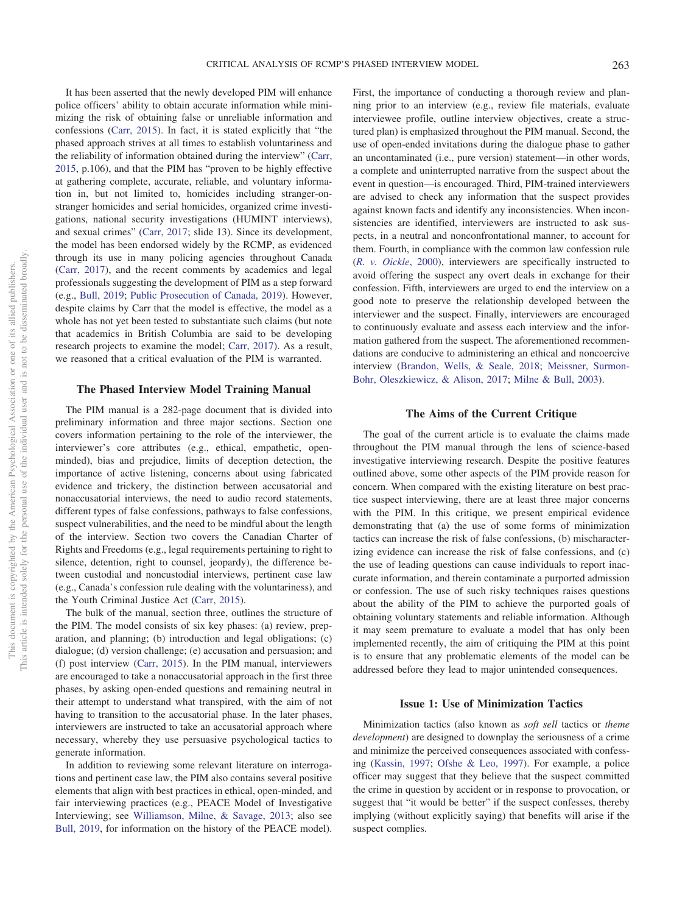It has been asserted that the newly developed PIM will enhance police officers' ability to obtain accurate information while minimizing the risk of obtaining false or unreliable information and confessions (Carr, 2015). In fact, it is stated explicitly that "the phased approach strives at all times to establish voluntariness and the reliability of information obtained during the interview" (Carr, 2015, p.106), and that the PIM has "proven to be highly effective at gathering complete, accurate, reliable, and voluntary information in, but not limited to, homicides including stranger-on-stranger homicides and serial homicides, organized crime investigations, national security investigations (HUMINT interviews), and sexual crimes" (Carr, 2017; slide 13). Since its development, the model has been endorsed widely by the RCMP, as evidenced through its use in many policing agencies throughout Canada (Carr, 2017), and the recent comments by academics and legal professionals suggesting the development of PIM as a step forward (e.g., Bull, 2019; Public Prosecution of Canada, 2019). However, despite claims by Carr that the model is effective, the model as a whole has not yet been tested to substantiate such claims (but note that academics in British Columbia are said to be developing research projects to examine the model; Carr, 2017). As a result, we reasoned that a critical evaluation of the PIM is warranted.

## The Phased Interview Model Training Manual

The PIM manual is a 282-page document that is divided into preliminary information and three major sections. Section one covers information pertaining to the role of the interviewer, the interviewer's core attributes (e.g., ethical, empathetic, open-minded), bias and prejudice, limits of deception detection, the importance of active listening, concerns about using fabricated evidence and trickery, the distinction between accusatorial and nonaccusatorial interviews, the need to audio record statements, different types of false confessions, pathways to false confessions, suspect vulnerabilities, and the need to be mindful about the length of the interview. Section two covers the Canadian Charter of Rights and Freedoms (e.g., legal requirements pertaining to right to silence, detention, right to counsel, jeopardy), the difference between custodial and noncustodial interviews, pertinent case law (e.g., Canada's confession rule dealing with the voluntariness), and the Youth Criminal Justice Act (Carr, 2015).

The bulk of the manual, section three, outlines the structure of the PIM. The model consists of six key phases: (a) review, preparation, and planning; (b) introduction and legal obligations; (c) dialogue; (d) version challenge; (e) accusation and persuasion; and (f) post interview (Carr, 2015). In the PIM manual, interviewers are encouraged to take a nonaccusatorial approach in the first three phases, by asking open-ended questions and remaining neutral in their attempt to understand what transpired, with the aim of not having to transition to the accusatorial phase. In the later phases, interviewers are instructed to take an accusatorial approach where necessary, whereby they use persuasive psychological tactics to generate information.

In addition to reviewing some relevant literature on interrogations and pertinent case law, the PIM also contains several positive elements that align with best practices in ethical, open-minded, and fair interviewing practices (e.g., PEACE Model of Investigative Interviewing; see Williamson, Milne, & Savage, 2013; also see Bull, 2019, for information on the history of the PEACE model). First, the importance of conducting a thorough review and planning prior to an interview (e.g., review file materials, evaluate interviewee profile, outline interview objectives, create a structured plan) is emphasized throughout the PIM manual. Second, the use of open-ended invitations during the dialogue phase to gather an uncontaminated (i.e., pure version) statement—in other words, a complete and uninterrupted narrative from the suspect about the event in question—is encouraged. Third, PIM-trained interviewers are advised to check any information that the suspect provides against known facts and identify any inconsistencies. When inconsistencies are identified, interviewers are instructed to ask suspects, in a neutral and nonconfrontational manner, to account for them. Fourth, in compliance with the common law confession rule (*R. v. Oickle*, 2000), interviewers are specifically instructed to avoid offering the suspect any overt deals in exchange for their confession. Fifth, interviewers are urged to end the interview on a good note to preserve the relationship developed between the interviewer and the suspect. Finally, interviewers are encouraged to continuously evaluate and assess each interview and the information gathered from the suspect. The aforementioned recommendations are conducive to administering an ethical and noncoercive interview (Brandon, Wells, & Seale, 2018; Meissner, Surmon-Bohr, Oleszkiewicz, & Alison, 2017; Milne & Bull, 2003).

## The Aims of the Current Critique

The goal of the current article is to evaluate the claims made throughout the PIM manual through the lens of science-based investigative interviewing research. Despite the positive features outlined above, some other aspects of the PIM provide reason for concern. When compared with the existing literature on best practice suspect interviewing, there are at least three major concerns with the PIM. In this critique, we present empirical evidence demonstrating that (a) the use of some forms of minimization tactics can increase the risk of false confessions, (b) mischaracterizing evidence can increase the risk of false confessions, and (c) the use of leading questions can cause individuals to report inaccurate information, and therein contaminate a purported admission or confession. The use of such risky techniques raises questions about the ability of the PIM to achieve the purported goals of obtaining voluntary statements and reliable information. Although it may seem premature to evaluate a model that has only been implemented recently, the aim of critiquing the PIM at this point is to ensure that any problematic elements of the model can be addressed before they lead to major unintended consequences.

## Issue 1: Use of Minimization Tactics

Minimization tactics (also known as *soft sell* tactics or *theme development*) are designed to downplay the seriousness of a crime and minimize the perceived consequences associated with confessing (Kassin, 1997; Ofshe & Leo, 1997). For example, a police officer may suggest that they believe that the suspect committed the crime in question by accident or in response to provocation, or suggest that "it would be better" if the suspect confesses, thereby implying (without explicitly saying) that benefits will arise if the suspect complies.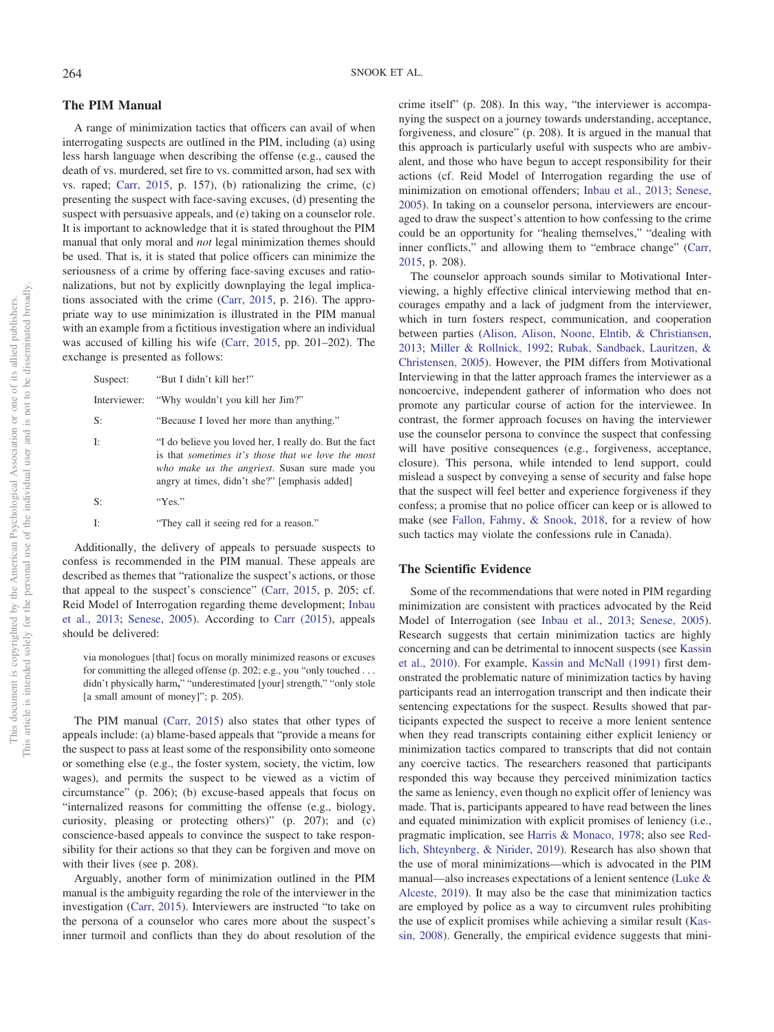## The PIM Manual

A range of minimization tactics that officers can avail of when interrogating suspects are outlined in the PIM, including (a) using less harsh language when describing the offense (e.g., caused the death of vs. murdered, set fire to vs. committed arson, had sex with vs. raped; Carr, 2015, p. 157), (b) rationalizing the crime, (c) presenting the suspect with face-saving excuses, (d) presenting the suspect with persuasive appeals, and (e) taking on a counselor role. It is important to acknowledge that it is stated throughout the PIM manual that only moral and *not* legal minimization themes should be used. That is, it is stated that police officers can minimize the seriousness of a crime by offering face-saving excuses and rationalizations, but not by explicitly downplaying the legal implications associated with the crime (Carr, 2015, p. 216). The appropriate way to use minimization is illustrated in the PIM manual with an example from a fictitious investigation where an individual was accused of killing his wife (Carr, 2015, pp. 201–202). The exchange is presented as follows:

| | |
|---|---|
| Suspect: | "But I didn't kill her!" |
| Interviewer: | "Why wouldn't you kill her Jim?" |
| S: | "Because I loved her more than anything." |
| I: | "I do believe you loved her, I really do. But the fact is that *sometimes it's those that we love the most who make us the angriest*. Susan sure made you angry at times, didn't she?" [emphasis added] |
| S: | "Yes." |
| I: | "They call it seeing red for a reason." |

Additionally, the delivery of appeals to persuade suspects to confess is recommended in the PIM manual. These appeals are described as themes that "rationalize the suspect's actions, or those that appeal to the suspect's conscience" (Carr, 2015, p. 205; cf. Reid Model of Interrogation regarding theme development; Inbau et al., 2013; Senese, 2005). According to Carr (2015), appeals should be delivered:

> via monologues [that] focus on morally minimized reasons or excuses for committing the alleged offense (p. 202; e.g., you "only touched . . . didn't physically harm," "underestimated [your] strength," "only stole [a small amount of money]"; p. 205).

The PIM manual (Carr, 2015) also states that other types of appeals include: (a) blame-based appeals that "provide a means for the suspect to pass at least some of the responsibility onto someone or something else (e.g., the foster system, society, the victim, low wages), and permits the suspect to be viewed as a victim of circumstance" (p. 206); (b) excuse-based appeals that focus on "internalized reasons for committing the offense (e.g., biology, curiosity, pleasing or protecting others)" (p. 207); and (c) conscience-based appeals to convince the suspect to take responsibility for their actions so that they can be forgiven and move on with their lives (see p. 208).

Arguably, another form of minimization outlined in the PIM manual is the ambiguity regarding the role of the interviewer in the investigation (Carr, 2015). Interviewers are instructed "to take on the persona of a counselor who cares more about the suspect's inner turmoil and conflicts than they do about resolution of the crime itself" (p. 208). In this way, "the interviewer is accompanying the suspect on a journey towards understanding, acceptance, forgiveness, and closure" (p. 208). It is argued in the manual that this approach is particularly useful with suspects who are ambivalent, and those who have begun to accept responsibility for their actions (cf. Reid Model of Interrogation regarding the use of minimization on emotional offenders; Inbau et al., 2013; Senese, 2005). In taking on a counselor persona, interviewers are encouraged to draw the suspect's attention to how confessing to the crime could be an opportunity for "healing themselves," "dealing with inner conflicts," and allowing them to "embrace change" (Carr, 2015, p. 208).

The counselor approach sounds similar to Motivational Interviewing, a highly effective clinical interviewing method that encourages empathy and a lack of judgment from the interviewer, which in turn fosters respect, communication, and cooperation between parties (Alison, Alison, Noone, Elntib, & Christiansen, 2013; Miller & Rollnick, 1992; Rubak, Sandbaek, Lauritzen, & Christensen, 2005). However, the PIM differs from Motivational Interviewing in that the latter approach frames the interviewer as a noncoercive, independent gatherer of information who does not promote any particular course of action for the interviewee. In contrast, the former approach focuses on having the interviewer use the counselor persona to convince the suspect that confessing will have positive consequences (e.g., forgiveness, acceptance, closure). This persona, while intended to lend support, could mislead a suspect by conveying a sense of security and false hope that the suspect will feel better and experience forgiveness if they confess; a promise that no police officer can keep or is allowed to make (see Fallon, Fahmy, & Snook, 2018, for a review of how such tactics may violate the confessions rule in Canada).

## The Scientific Evidence

Some of the recommendations that were noted in PIM regarding minimization are consistent with practices advocated by the Reid Model of Interrogation (see Inbau et al., 2013; Senese, 2005). Research suggests that certain minimization tactics are highly concerning and can be detrimental to innocent suspects (see Kassin et al., 2010). For example, Kassin and McNall (1991) first demonstrated the problematic nature of minimization tactics by having participants read an interrogation transcript and then indicate their sentencing expectations for the suspect. Results showed that participants expected the suspect to receive a more lenient sentence when they read transcripts containing either explicit leniency or minimization tactics compared to transcripts that did not contain any coercive tactics. The researchers reasoned that participants responded this way because they perceived minimization tactics the same as leniency, even though no explicit offer of leniency was made. That is, participants appeared to have read between the lines and equated minimization with explicit promises of leniency (i.e., pragmatic implication, see Harris & Monaco, 1978; also see Redlich, Shteynberg, & Nirider, 2019). Research has also shown that the use of moral minimizations—which is advocated in the PIM manual—also increases expectations of a lenient sentence (Luke & Alceste, 2019). It may also be the case that minimization tactics are employed by police as a way to circumvent rules prohibiting the use of explicit promises while achieving a similar result (Kassin, 2008). Generally, the empirical evidence suggests that mini-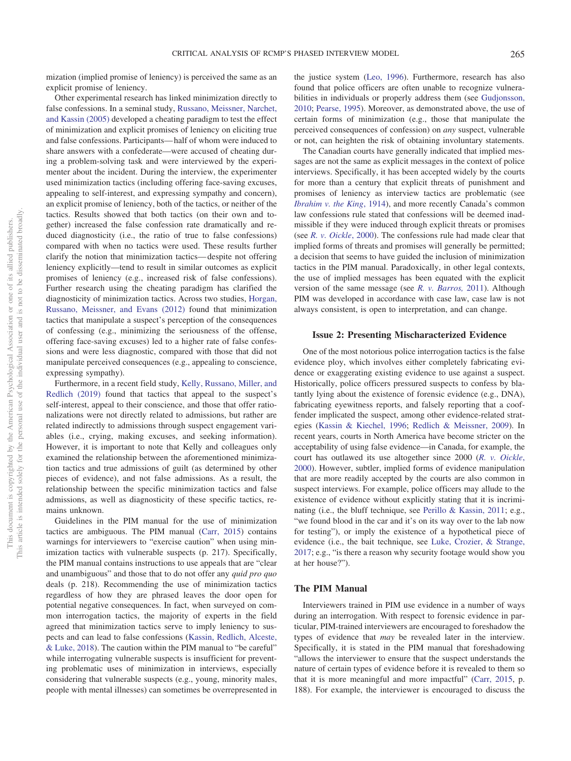mization (implied promise of leniency) is perceived the same as an explicit promise of leniency.

Other experimental research has linked minimization directly to false confessions. In a seminal study, Russano, Meissner, Narchet, and Kassin (2005) developed a cheating paradigm to test the effect of minimization and explicit promises of leniency on eliciting true and false confessions. Participants—half of whom were induced to share answers with a confederate—were accused of cheating during a problem-solving task and were interviewed by the experimenter about the incident. During the interview, the experimenter used minimization tactics (including offering face-saving excuses, appealing to self-interest, and expressing sympathy and concern), an explicit promise of leniency, both of the tactics, or neither of the tactics. Results showed that both tactics (on their own and together) increased the false confession rate dramatically and reduced diagnosticity (i.e., the ratio of true to false confessions) compared with when no tactics were used. These results further clarify the notion that minimization tactics—despite not offering leniency explicitly—tend to result in similar outcomes as explicit promises of leniency (e.g., increased risk of false confessions). Further research using the cheating paradigm has clarified the diagnosticity of minimization tactics. Across two studies, Horgan, Russano, Meissner, and Evans (2012) found that minimization tactics that manipulate a suspect's perception of the consequences of confessing (e.g., minimizing the seriousness of the offense, offering face-saving excuses) led to a higher rate of false confessions and were less diagnostic, compared with those that did not manipulate perceived consequences (e.g., appealing to conscience, expressing sympathy).

Furthermore, in a recent field study, Kelly, Russano, Miller, and Redlich (2019) found that tactics that appeal to the suspect's self-interest, appeal to their conscience, and those that offer rationalizations were not directly related to admissions, but rather are related indirectly to admissions through suspect engagement variables (i.e., crying, making excuses, and seeking information). However, it is important to note that Kelly and colleagues only examined the relationship between the aforementioned minimization tactics and true admissions of guilt (as determined by other pieces of evidence), and not false admissions. As a result, the relationship between the specific minimization tactics and false admissions, as well as diagnosticity of these specific tactics, remains unknown.

Guidelines in the PIM manual for the use of minimization tactics are ambiguous. The PIM manual (Carr, 2015) contains warnings for interviewers to "exercise caution" when using minimization tactics with vulnerable suspects (p. 217). Specifically, the PIM manual contains instructions to use appeals that are "clear and unambiguous" and those that to do not offer any *quid pro quo* deals (p. 218). Recommending the use of minimization tactics regardless of how they are phrased leaves the door open for potential negative consequences. In fact, when surveyed on common interrogation tactics, the majority of experts in the field agreed that minimization tactics serve to imply leniency to suspects and can lead to false confessions (Kassin, Redlich, Alceste, & Luke, 2018). The caution within the PIM manual to "be careful" while interrogating vulnerable suspects is insufficient for preventing problematic uses of minimization in interviews, especially considering that vulnerable suspects (e.g., young, minority males, people with mental illnesses) can sometimes be overrepresented in the justice system (Leo, 1996). Furthermore, research has also found that police officers are often unable to recognize vulnerabilities in individuals or properly address them (see Gudjonsson, 2010; Pearse, 1995). Moreover, as demonstrated above, the use of certain forms of minimization (e.g., those that manipulate the perceived consequences of confession) on *any* suspect, vulnerable or not, can heighten the risk of obtaining involuntary statements.

The Canadian courts have generally indicated that implied messages are not the same as explicit messages in the context of police interviews. Specifically, it has been accepted widely by the courts for more than a century that explicit threats of punishment and promises of leniency as interview tactics are problematic (see *Ibrahim v. the King*, 1914), and more recently Canada's common law confessions rule stated that confessions will be deemed inadmissible if they were induced through explicit threats or promises (see *R. v. Oickle*, 2000). The confessions rule had made clear that implied forms of threats and promises will generally be permitted; a decision that seems to have guided the inclusion of minimization tactics in the PIM manual. Paradoxically, in other legal contexts, the use of implied messages has been equated with the explicit version of the same message (see *R. v. Barros,* 2011). Although PIM was developed in accordance with case law, case law is not always consistent, is open to interpretation, and can change.

### Issue 2: Presenting Mischaracterized Evidence

One of the most notorious police interrogation tactics is the false evidence ploy, which involves either completely fabricating evidence or exaggerating existing evidence to use against a suspect. Historically, police officers pressured suspects to confess by blatantly lying about the existence of forensic evidence (e.g., DNA), fabricating eyewitness reports, and falsely reporting that a coof-fender implicated the suspect, among other evidence-related strategies (Kassin & Kiechel, 1996; Redlich & Meissner, 2009). In recent years, courts in North America have become stricter on the acceptability of using false evidence—in Canada, for example, the court has outlawed its use altogether since 2000 (*R. v. Oickle*, 2000). However, subtler, implied forms of evidence manipulation that are more readily accepted by the courts are also common in suspect interviews. For example, police officers may allude to the existence of evidence without explicitly stating that it is incriminating (i.e., the bluff technique, see Perillo & Kassin, 2011; e.g., "we found blood in the car and it's on its way over to the lab now for testing"), or imply the existence of a hypothetical piece of evidence (i.e., the bait technique, see Luke, Crozier, & Strange, 2017; e.g., "is there a reason why security footage would show you at her house?").

## The PIM Manual

Interviewers trained in PIM use evidence in a number of ways during an interrogation. With respect to forensic evidence in particular, PIM-trained interviewers are encouraged to foreshadow the types of evidence that *may* be revealed later in the interview. Specifically, it is stated in the PIM manual that foreshadowing "allows the interviewer to ensure that the suspect understands the nature of certain types of evidence before it is revealed to them so that it is more meaningful and more impactful" (Carr, 2015, p. 188). For example, the interviewer is encouraged to discuss the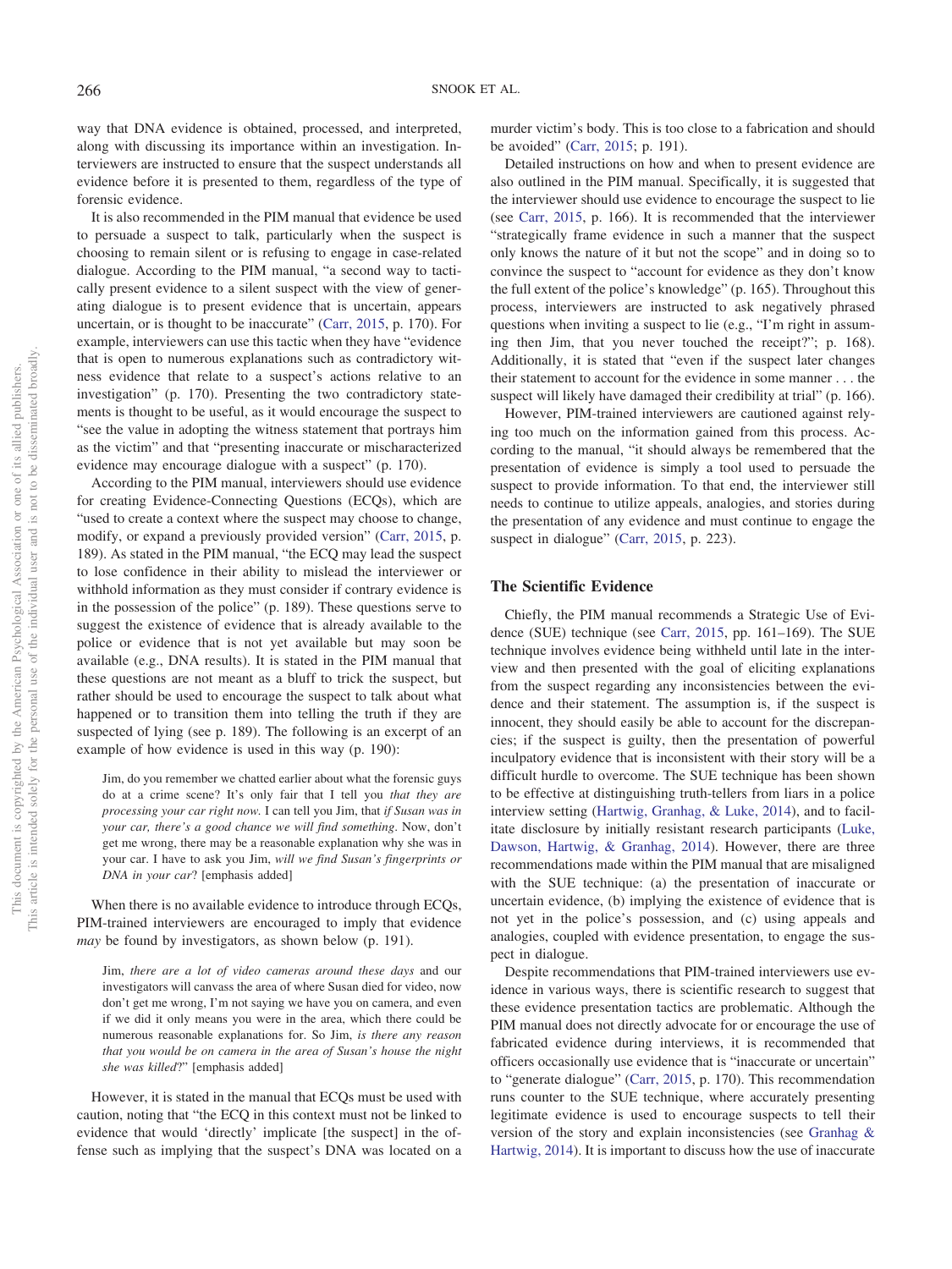way that DNA evidence is obtained, processed, and interpreted, along with discussing its importance within an investigation. Interviewers are instructed to ensure that the suspect understands all evidence before it is presented to them, regardless of the type of forensic evidence.

It is also recommended in the PIM manual that evidence be used to persuade a suspect to talk, particularly when the suspect is choosing to remain silent or is refusing to engage in case-related dialogue. According to the PIM manual, "a second way to tactically present evidence to a silent suspect with the view of generating dialogue is to present evidence that is uncertain, appears uncertain, or is thought to be inaccurate" (Carr, 2015, p. 170). For example, interviewers can use this tactic when they have "evidence that is open to numerous explanations such as contradictory witness evidence that relate to a suspect's actions relative to an investigation" (p. 170). Presenting the two contradictory statements is thought to be useful, as it would encourage the suspect to "see the value in adopting the witness statement that portrays him as the victim" and that "presenting inaccurate or mischaracterized evidence may encourage dialogue with a suspect" (p. 170).

According to the PIM manual, interviewers should use evidence for creating Evidence-Connecting Questions (ECQs), which are "used to create a context where the suspect may choose to change, modify, or expand a previously provided version" (Carr, 2015, p. 189). As stated in the PIM manual, "the ECQ may lead the suspect to lose confidence in their ability to mislead the interviewer or withhold information as they must consider if contrary evidence is in the possession of the police" (p. 189). These questions serve to suggest the existence of evidence that is already available to the police or evidence that is not yet available but may soon be available (e.g., DNA results). It is stated in the PIM manual that these questions are not meant as a bluff to trick the suspect, but rather should be used to encourage the suspect to talk about what happened or to transition them into telling the truth if they are suspected of lying (see p. 189). The following is an excerpt of an example of how evidence is used in this way (p. 190):

> Jim, do you remember we chatted earlier about what the forensic guys do at a crime scene? It's only fair that I tell you *that they are processing your car right now*. I can tell you Jim, that *if Susan was in your car, there's a good chance we will find something*. Now, don't get me wrong, there may be a reasonable explanation why she was in your car. I have to ask you Jim, *will we find Susan's fingerprints or DNA in your car*? [emphasis added]

When there is no available evidence to introduce through ECQs, PIM-trained interviewers are encouraged to imply that evidence *may* be found by investigators, as shown below (p. 191).

> Jim, *there are a lot of video cameras around these days* and our investigators will canvass the area of where Susan died for video, now don't get me wrong, I'm not saying we have you on camera, and even if we did it only means you were in the area, which there could be numerous reasonable explanations for. So Jim, *is there any reason that you would be on camera in the area of Susan's house the night she was killed*?" [emphasis added]

However, it is stated in the manual that ECQs must be used with caution, noting that "the ECQ in this context must not be linked to evidence that would 'directly' implicate [the suspect] in the offense such as implying that the suspect's DNA was located on a murder victim's body. This is too close to a fabrication and should be avoided" (Carr, 2015; p. 191).

Detailed instructions on how and when to present evidence are also outlined in the PIM manual. Specifically, it is suggested that the interviewer should use evidence to encourage the suspect to lie (see Carr, 2015, p. 166). It is recommended that the interviewer "strategically frame evidence in such a manner that the suspect only knows the nature of it but not the scope" and in doing so to convince the suspect to "account for evidence as they don't know the full extent of the police's knowledge" (p. 165). Throughout this process, interviewers are instructed to ask negatively phrased questions when inviting a suspect to lie (e.g., "I'm right in assuming then Jim, that you never touched the receipt?"; p. 168). Additionally, it is stated that "even if the suspect later changes their statement to account for the evidence in some manner . . . the suspect will likely have damaged their credibility at trial" (p. 166).

However, PIM-trained interviewers are cautioned against relying too much on the information gained from this process. According to the manual, "it should always be remembered that the presentation of evidence is simply a tool used to persuade the suspect to provide information. To that end, the interviewer still needs to continue to utilize appeals, analogies, and stories during the presentation of any evidence and must continue to engage the suspect in dialogue" (Carr, 2015, p. 223).

## The Scientific Evidence

Chiefly, the PIM manual recommends a Strategic Use of Evidence (SUE) technique (see Carr, 2015, pp. 161–169). The SUE technique involves evidence being withheld until late in the interview and then presented with the goal of eliciting explanations from the suspect regarding any inconsistencies between the evidence and their statement. The assumption is, if the suspect is innocent, they should easily be able to account for the discrepancies; if the suspect is guilty, then the presentation of powerful inculpatory evidence that is inconsistent with their story will be a difficult hurdle to overcome. The SUE technique has been shown to be effective at distinguishing truth-tellers from liars in a police interview setting (Hartwig, Granhag, & Luke, 2014), and to facilitate disclosure by initially resistant research participants (Luke, Dawson, Hartwig, & Granhag, 2014). However, there are three recommendations made within the PIM manual that are misaligned with the SUE technique: (a) the presentation of inaccurate or uncertain evidence, (b) implying the existence of evidence that is not yet in the police's possession, and (c) using appeals and analogies, coupled with evidence presentation, to engage the suspect in dialogue.

Despite recommendations that PIM-trained interviewers use evidence in various ways, there is scientific research to suggest that these evidence presentation tactics are problematic. Although the PIM manual does not directly advocate for or encourage the use of fabricated evidence during interviews, it is recommended that officers occasionally use evidence that is "inaccurate or uncertain" to "generate dialogue" (Carr, 2015, p. 170). This recommendation runs counter to the SUE technique, where accurately presenting legitimate evidence is used to encourage suspects to tell their version of the story and explain inconsistencies (see Granhag & Hartwig, 2014). It is important to discuss how the use of inaccurate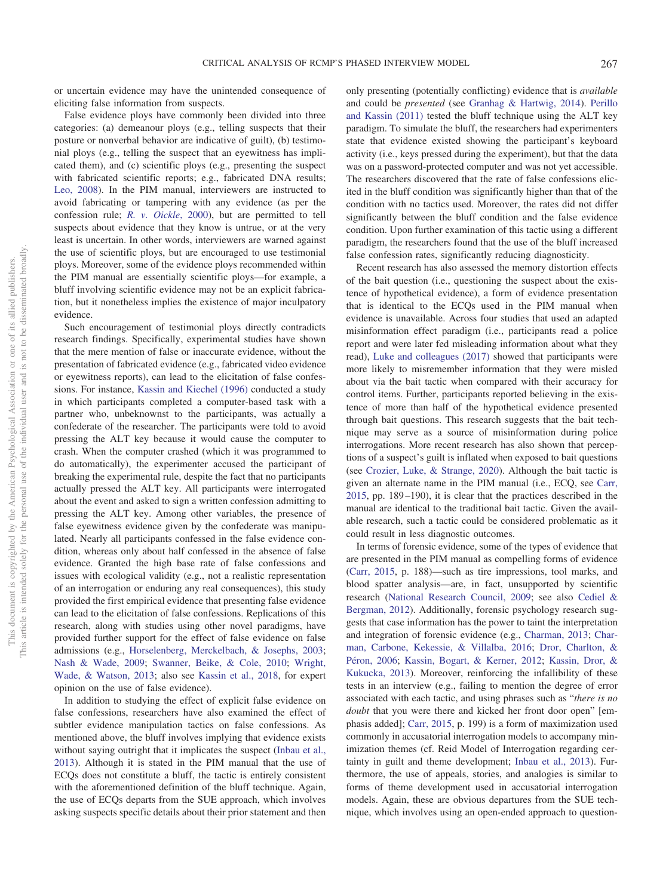or uncertain evidence may have the unintended consequence of eliciting false information from suspects.

False evidence ploys have commonly been divided into three categories: (a) demeanour ploys (e.g., telling suspects that their posture or nonverbal behavior are indicative of guilt), (b) testimonial ploys (e.g., telling the suspect that an eyewitness has implicated them), and (c) scientific ploys (e.g., presenting the suspect with fabricated scientific reports; e.g., fabricated DNA results; Leo, 2008). In the PIM manual, interviewers are instructed to avoid fabricating or tampering with any evidence (as per the confession rule; *R. v. Oickle*, 2000), but are permitted to tell suspects about evidence that they know is untrue, or at the very least is uncertain. In other words, interviewers are warned against the use of scientific ploys, but are encouraged to use testimonial ploys. Moreover, some of the evidence ploys recommended within the PIM manual are essentially scientific ploys—for example, a bluff involving scientific evidence may not be an explicit fabrication, but it nonetheless implies the existence of major inculpatory evidence.

Such encouragement of testimonial ploys directly contradicts research findings. Specifically, experimental studies have shown that the mere mention of false or inaccurate evidence, without the presentation of fabricated evidence (e.g., fabricated video evidence or eyewitness reports), can lead to the elicitation of false confessions. For instance, Kassin and Kiechel (1996) conducted a study in which participants completed a computer-based task with a partner who, unbeknownst to the participants, was actually a confederate of the researcher. The participants were told to avoid pressing the ALT key because it would cause the computer to crash. When the computer crashed (which it was programmed to do automatically), the experimenter accused the participant of breaking the experimental rule, despite the fact that no participants actually pressed the ALT key. All participants were interrogated about the event and asked to sign a written confession admitting to pressing the ALT key. Among other variables, the presence of false eyewitness evidence given by the confederate was manipulated. Nearly all participants confessed in the false evidence condition, whereas only about half confessed in the absence of false evidence. Granted the high base rate of false confessions and issues with ecological validity (e.g., not a realistic representation of an interrogation or enduring any real consequences), this study provided the first empirical evidence that presenting false evidence can lead to the elicitation of false confessions. Replications of this research, along with studies using other novel paradigms, have provided further support for the effect of false evidence on false admissions (e.g., Horselenberg, Merckelbach, & Josephs, 2003; Nash & Wade, 2009; Swanner, Beike, & Cole, 2010; Wright, Wade, & Watson, 2013; also see Kassin et al., 2018, for expert opinion on the use of false evidence).

In addition to studying the effect of explicit false evidence on false confessions, researchers have also examined the effect of subtler evidence manipulation tactics on false confessions. As mentioned above, the bluff involves implying that evidence exists without saying outright that it implicates the suspect (Inbau et al., 2013). Although it is stated in the PIM manual that the use of ECQs does not constitute a bluff, the tactic is entirely consistent with the aforementioned definition of the bluff technique. Again, the use of ECQs departs from the SUE approach, which involves asking suspects specific details about their prior statement and then only presenting (potentially conflicting) evidence that is *available* and could be *presented* (see Granhag & Hartwig, 2014). Perillo and Kassin (2011) tested the bluff technique using the ALT key paradigm. To simulate the bluff, the researchers had experimenters state that evidence existed showing the participant's keyboard activity (i.e., keys pressed during the experiment), but that the data was on a password-protected computer and was not yet accessible. The researchers discovered that the rate of false confessions elicited in the bluff condition was significantly higher than that of the condition with no tactics used. Moreover, the rates did not differ significantly between the bluff condition and the false evidence condition. Upon further examination of this tactic using a different paradigm, the researchers found that the use of the bluff increased false confession rates, significantly reducing diagnosticity.

Recent research has also assessed the memory distortion effects of the bait question (i.e., questioning the suspect about the existence of hypothetical evidence), a form of evidence presentation that is identical to the ECQs used in the PIM manual when evidence is unavailable. Across four studies that used an adapted misinformation effect paradigm (i.e., participants read a police report and were later fed misleading information about what they read), Luke and colleagues (2017) showed that participants were more likely to misremember information that they were misled about via the bait tactic when compared with their accuracy for control items. Further, participants reported believing in the existence of more than half of the hypothetical evidence presented through bait questions. This research suggests that the bait technique may serve as a source of misinformation during police interrogations. More recent research has also shown that perceptions of a suspect's guilt is inflated when exposed to bait questions (see Crozier, Luke, & Strange, 2020). Although the bait tactic is given an alternate name in the PIM manual (i.e., ECQ, see Carr, 2015, pp. 189–190), it is clear that the practices described in the manual are identical to the traditional bait tactic. Given the available research, such a tactic could be considered problematic as it could result in less diagnostic outcomes.

In terms of forensic evidence, some of the types of evidence that are presented in the PIM manual as compelling forms of evidence (Carr, 2015, p. 188)—such as tire impressions, tool marks, and blood spatter analysis—are, in fact, unsupported by scientific research (National Research Council, 2009; see also Cediel & Bergman, 2012). Additionally, forensic psychology research suggests that case information has the power to taint the interpretation and integration of forensic evidence (e.g., Charman, 2013; Charman, Carbone, Kekessie, & Villalba, 2016; Dror, Charlton, & Péron, 2006; Kassin, Bogart, & Kerner, 2012; Kassin, Dror, & Kukucka, 2013). Moreover, reinforcing the infallibility of these tests in an interview (e.g., failing to mention the degree of error associated with each tactic, and using phrases such as "*there is no doubt* that you were there and kicked her front door open" [emphasis added]; Carr, 2015, p. 199) is a form of maximization used commonly in accusatorial interrogation models to accompany minimization themes (cf. Reid Model of Interrogation regarding certainty in guilt and theme development; Inbau et al., 2013). Furthermore, the use of appeals, stories, and analogies is similar to forms of theme development used in accusatorial interrogation models. Again, these are obvious departures from the SUE technique, which involves using an open-ended approach to question-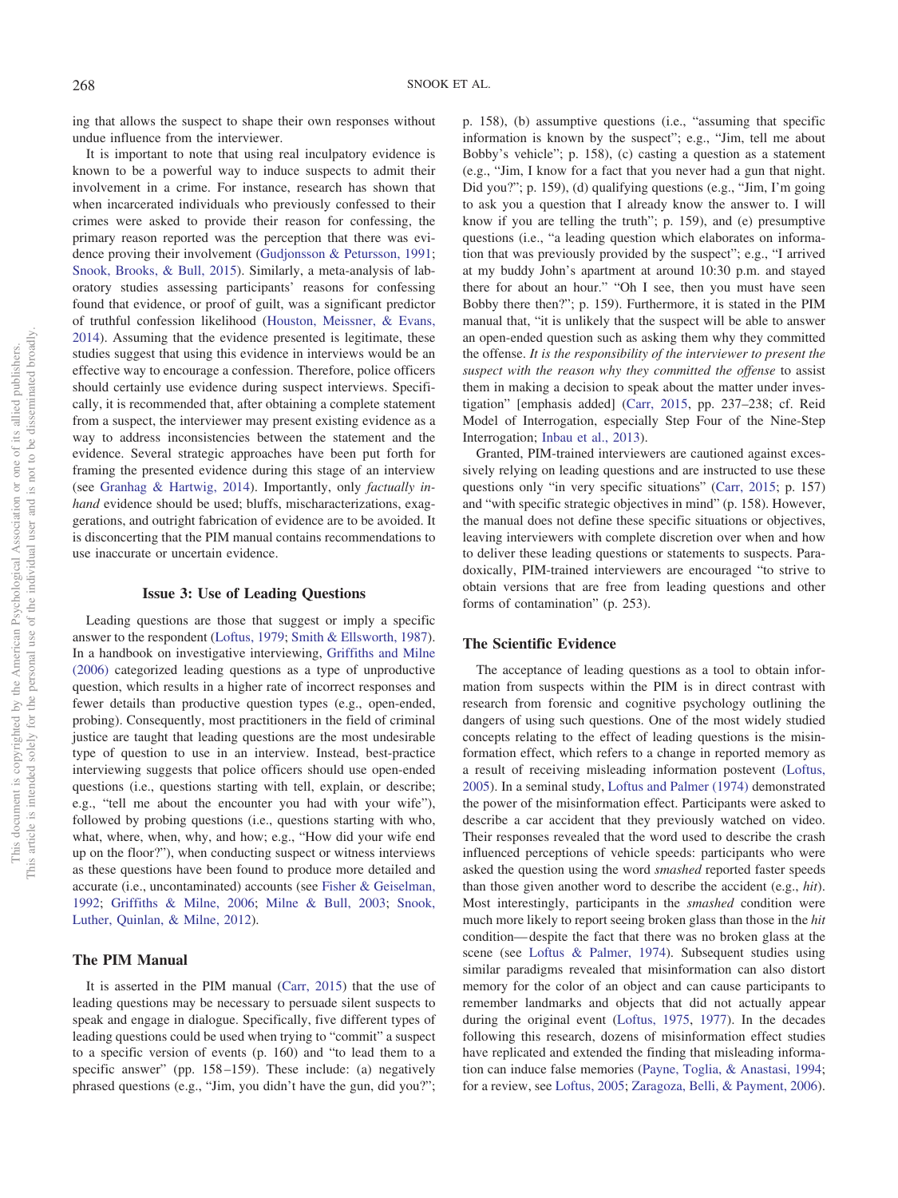ing that allows the suspect to shape their own responses without undue influence from the interviewer.

It is important to note that using real inculpatory evidence is known to be a powerful way to induce suspects to admit their involvement in a crime. For instance, research has shown that when incarcerated individuals who previously confessed to their crimes were asked to provide their reason for confessing, the primary reason reported was the perception that there was evidence proving their involvement (Gudjonsson & Petursson, 1991; Snook, Brooks, & Bull, 2015). Similarly, a meta-analysis of laboratory studies assessing participants' reasons for confessing found that evidence, or proof of guilt, was a significant predictor of truthful confession likelihood (Houston, Meissner, & Evans, 2014). Assuming that the evidence presented is legitimate, these studies suggest that using this evidence in interviews would be an effective way to encourage a confession. Therefore, police officers should certainly use evidence during suspect interviews. Specifically, it is recommended that, after obtaining a complete statement from a suspect, the interviewer may present existing evidence as a way to address inconsistencies between the statement and the evidence. Several strategic approaches have been put forth for framing the presented evidence during this stage of an interview (see Granhag & Hartwig, 2014). Importantly, only *factually in-hand* evidence should be used; bluffs, mischaracterizations, exaggerations, and outright fabrication of evidence are to be avoided. It is disconcerting that the PIM manual contains recommendations to use inaccurate or uncertain evidence.

### Issue 3: Use of Leading Questions

Leading questions are those that suggest or imply a specific answer to the respondent (Loftus, 1979; Smith & Ellsworth, 1987). In a handbook on investigative interviewing, Griffiths and Milne (2006) categorized leading questions as a type of unproductive question, which results in a higher rate of incorrect responses and fewer details than productive question types (e.g., open-ended, probing). Consequently, most practitioners in the field of criminal justice are taught that leading questions are the most undesirable type of question to use in an interview. Instead, best-practice interviewing suggests that police officers should use open-ended questions (i.e., questions starting with tell, explain, or describe; e.g., "tell me about the encounter you had with your wife"), followed by probing questions (i.e., questions starting with who, what, where, when, why, and how; e.g., "How did your wife end up on the floor?"), when conducting suspect or witness interviews as these questions have been found to produce more detailed and accurate (i.e., uncontaminated) accounts (see Fisher & Geiselman, 1992; Griffiths & Milne, 2006; Milne & Bull, 2003; Snook, Luther, Quinlan, & Milne, 2012).

## The PIM Manual

It is asserted in the PIM manual (Carr, 2015) that the use of leading questions may be necessary to persuade silent suspects to speak and engage in dialogue. Specifically, five different types of leading questions could be used when trying to "commit" a suspect to a specific version of events (p. 160) and "to lead them to a specific answer" (pp. 158–159). These include: (a) negatively phrased questions (e.g., "Jim, you didn't have the gun, did you?"; p. 158), (b) assumptive questions (i.e., "assuming that specific information is known by the suspect"; e.g., "Jim, tell me about Bobby's vehicle"; p. 158), (c) casting a question as a statement (e.g., "Jim, I know for a fact that you never had a gun that night. Did you?"; p. 159), (d) qualifying questions (e.g., "Jim, I'm going to ask you a question that I already know the answer to. I will know if you are telling the truth"; p. 159), and (e) presumptive questions (i.e., "a leading question which elaborates on information that was previously provided by the suspect"; e.g., "I arrived at my buddy John's apartment at around 10:30 p.m. and stayed there for about an hour." "Oh I see, then you must have seen Bobby there then?"; p. 159). Furthermore, it is stated in the PIM manual that, "it is unlikely that the suspect will be able to answer an open-ended question such as asking them why they committed the offense. *It is the responsibility of the interviewer to present the suspect with the reason why they committed the offense* to assist them in making a decision to speak about the matter under investigation" [emphasis added] (Carr, 2015, pp. 237–238; cf. Reid Model of Interrogation, especially Step Four of the Nine-Step Interrogation; Inbau et al., 2013).

Granted, PIM-trained interviewers are cautioned against excessively relying on leading questions and are instructed to use these questions only "in very specific situations" (Carr, 2015; p. 157) and "with specific strategic objectives in mind" (p. 158). However, the manual does not define these specific situations or objectives, leaving interviewers with complete discretion over when and how to deliver these leading questions or statements to suspects. Paradoxically, PIM-trained interviewers are encouraged "to strive to obtain versions that are free from leading questions and other forms of contamination" (p. 253).

## The Scientific Evidence

The acceptance of leading questions as a tool to obtain information from suspects within the PIM is in direct contrast with research from forensic and cognitive psychology outlining the dangers of using such questions. One of the most widely studied concepts relating to the effect of leading questions is the misinformation effect, which refers to a change in reported memory as a result of receiving misleading information postevent (Loftus, 2005). In a seminal study, Loftus and Palmer (1974) demonstrated the power of the misinformation effect. Participants were asked to describe a car accident that they previously watched on video. Their responses revealed that the word used to describe the crash influenced perceptions of vehicle speeds: participants who were asked the question using the word *smashed* reported faster speeds than those given another word to describe the accident (e.g., *hit*). Most interestingly, participants in the *smashed* condition were much more likely to report seeing broken glass than those in the *hit* condition—despite the fact that there was no broken glass at the scene (see Loftus & Palmer, 1974). Subsequent studies using similar paradigms revealed that misinformation can also distort memory for the color of an object and can cause participants to remember landmarks and objects that did not actually appear during the original event (Loftus, 1975, 1977). In the decades following this research, dozens of misinformation effect studies have replicated and extended the finding that misleading information can induce false memories (Payne, Toglia, & Anastasi, 1994; for a review, see Loftus, 2005; Zaragoza, Belli, & Payment, 2006).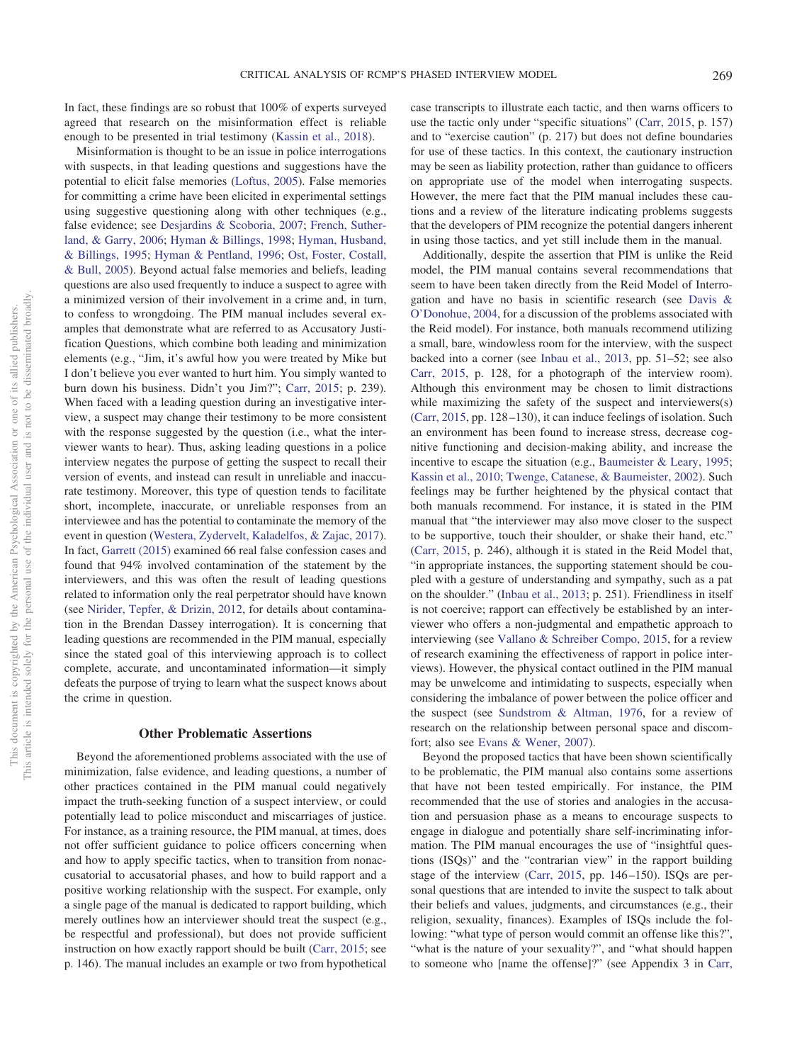In fact, these findings are so robust that 100% of experts surveyed agreed that research on the misinformation effect is reliable enough to be presented in trial testimony (Kassin et al., 2018).

Misinformation is thought to be an issue in police interrogations with suspects, in that leading questions and suggestions have the potential to elicit false memories (Loftus, 2005). False memories for committing a crime have been elicited in experimental settings using suggestive questioning along with other techniques (e.g., false evidence; see Desjardins & Scoboria, 2007; French, Sutherland, & Garry, 2006; Hyman & Billings, 1998; Hyman, Husband, & Billings, 1995; Hyman & Pentland, 1996; Ost, Foster, Costall, & Bull, 2005). Beyond actual false memories and beliefs, leading questions are also used frequently to induce a suspect to agree with a minimized version of their involvement in a crime and, in turn, to confess to wrongdoing. The PIM manual includes several examples that demonstrate what are referred to as Accusatory Justification Questions, which combine both leading and minimization elements (e.g., "Jim, it's awful how you were treated by Mike but I don't believe you ever wanted to hurt him. You simply wanted to burn down his business. Didn't you Jim?"; Carr, 2015; p. 239). When faced with a leading question during an investigative interview, a suspect may change their testimony to be more consistent with the response suggested by the question (i.e., what the interviewer wants to hear). Thus, asking leading questions in a police interview negates the purpose of getting the suspect to recall their version of events, and instead can result in unreliable and inaccurate testimony. Moreover, this type of question tends to facilitate short, incomplete, inaccurate, or unreliable responses from an interviewee and has the potential to contaminate the memory of the event in question (Westera, Zydervelt, Kaladelfos, & Zajac, 2017). In fact, Garrett (2015) examined 66 real false confession cases and found that 94% involved contamination of the statement by the interviewers, and this was often the result of leading questions related to information only the real perpetrator should have known (see Nirider, Tepfer, & Drizin, 2012, for details about contamination in the Brendan Dassey interrogation). It is concerning that leading questions are recommended in the PIM manual, especially since the stated goal of this interviewing approach is to collect complete, accurate, and uncontaminated information—it simply defeats the purpose of trying to learn what the suspect knows about the crime in question.

## Other Problematic Assertions

Beyond the aforementioned problems associated with the use of minimization, false evidence, and leading questions, a number of other practices contained in the PIM manual could negatively impact the truth-seeking function of a suspect interview, or could potentially lead to police misconduct and miscarriages of justice. For instance, as a training resource, the PIM manual, at times, does not offer sufficient guidance to police officers concerning when and how to apply specific tactics, when to transition from nonaccusatorial to accusatorial phases, and how to build rapport and a positive working relationship with the suspect. For example, only a single page of the manual is dedicated to rapport building, which merely outlines how an interviewer should treat the suspect (e.g., be respectful and professional), but does not provide sufficient instruction on how exactly rapport should be built (Carr, 2015; see p. 146). The manual includes an example or two from hypothetical case transcripts to illustrate each tactic, and then warns officers to use the tactic only under "specific situations" (Carr, 2015, p. 157) and to "exercise caution" (p. 217) but does not define boundaries for use of these tactics. In this context, the cautionary instruction may be seen as liability protection, rather than guidance to officers on appropriate use of the model when interrogating suspects. However, the mere fact that the PIM manual includes these cautions and a review of the literature indicating problems suggests that the developers of PIM recognize the potential dangers inherent in using those tactics, and yet still include them in the manual.

Additionally, despite the assertion that PIM is unlike the Reid model, the PIM manual contains several recommendations that seem to have been taken directly from the Reid Model of Interrogation and have no basis in scientific research (see Davis & O'Donohue, 2004, for a discussion of the problems associated with the Reid model). For instance, both manuals recommend utilizing a small, bare, windowless room for the interview, with the suspect backed into a corner (see Inbau et al., 2013, pp. 51–52; see also Carr, 2015, p. 128, for a photograph of the interview room). Although this environment may be chosen to limit distractions while maximizing the safety of the suspect and interviewers(s) (Carr, 2015, pp. 128–130), it can induce feelings of isolation. Such an environment has been found to increase stress, decrease cognitive functioning and decision-making ability, and increase the incentive to escape the situation (e.g., Baumeister & Leary, 1995; Kassin et al., 2010; Twenge, Catanese, & Baumeister, 2002). Such feelings may be further heightened by the physical contact that both manuals recommend. For instance, it is stated in the PIM manual that "the interviewer may also move closer to the suspect to be supportive, touch their shoulder, or shake their hand, etc." (Carr, 2015, p. 246), although it is stated in the Reid Model that, "in appropriate instances, the supporting statement should be coupled with a gesture of understanding and sympathy, such as a pat on the shoulder." (Inbau et al., 2013; p. 251). Friendliness in itself is not coercive; rapport can effectively be established by an interviewer who offers a non-judgmental and empathetic approach to interviewing (see Vallano & Schreiber Compo, 2015, for a review of research examining the effectiveness of rapport in police interviews). However, the physical contact outlined in the PIM manual may be unwelcome and intimidating to suspects, especially when considering the imbalance of power between the police officer and the suspect (see Sundstrom & Altman, 1976, for a review of research on the relationship between personal space and discomfort; also see Evans & Wener, 2007).

Beyond the proposed tactics that have been shown scientifically to be problematic, the PIM manual also contains some assertions that have not been tested empirically. For instance, the PIM recommended that the use of stories and analogies in the accusation and persuasion phase as a means to encourage suspects to engage in dialogue and potentially share self-incriminating information. The PIM manual encourages the use of "insightful questions (ISQs)" and the "contrarian view" in the rapport building stage of the interview (Carr, 2015, pp. 146–150). ISQs are personal questions that are intended to invite the suspect to talk about their beliefs and values, judgments, and circumstances (e.g., their religion, sexuality, finances). Examples of ISQs include the following: "what type of person would commit an offense like this?", "what is the nature of your sexuality?", and "what should happen to someone who [name the offense]?" (see Appendix 3 in Carr,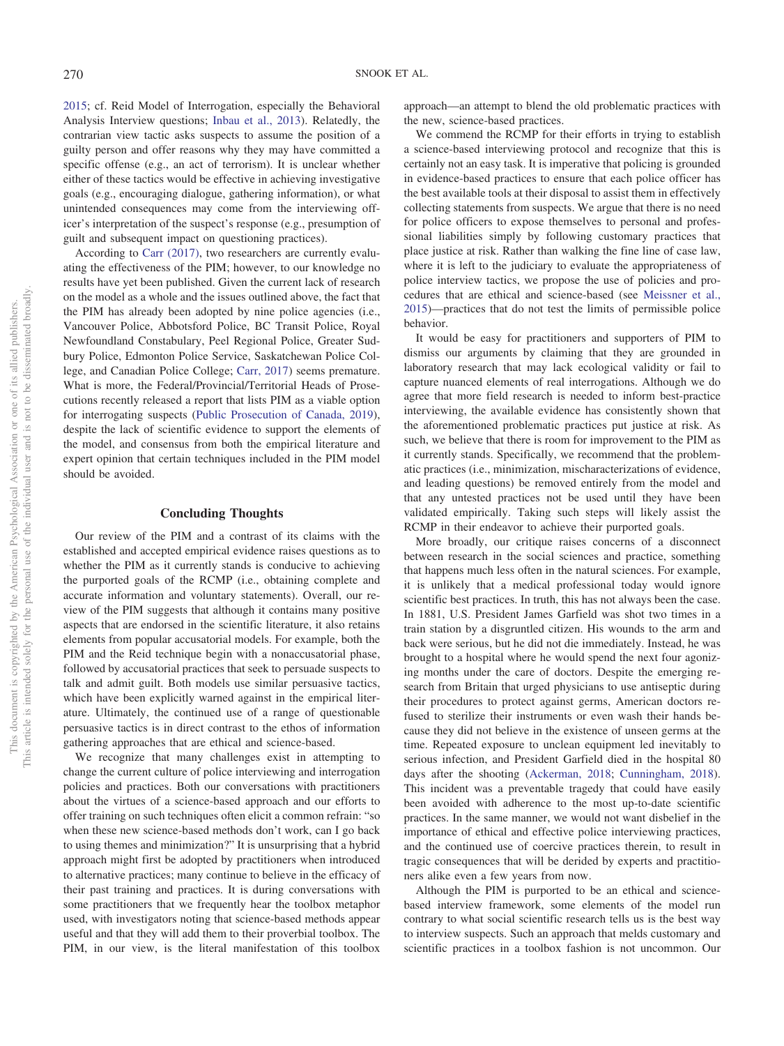2015; cf. Reid Model of Interrogation, especially the Behavioral Analysis Interview questions; Inbau et al., 2013). Relatedly, the contrarian view tactic asks suspects to assume the position of a guilty person and offer reasons why they may have committed a specific offense (e.g., an act of terrorism). It is unclear whether either of these tactics would be effective in achieving investigative goals (e.g., encouraging dialogue, gathering information), or what unintended consequences may come from the interviewing officer's interpretation of the suspect's response (e.g., presumption of guilt and subsequent impact on questioning practices).

According to Carr (2017), two researchers are currently evaluating the effectiveness of the PIM; however, to our knowledge no results have yet been published. Given the current lack of research on the model as a whole and the issues outlined above, the fact that the PIM has already been adopted by nine police agencies (i.e., Vancouver Police, Abbotsford Police, BC Transit Police, Royal Newfoundland Constabulary, Peel Regional Police, Greater Sudbury Police, Edmonton Police Service, Saskatchewan Police College, and Canadian Police College; Carr, 2017) seems premature. What is more, the Federal/Provincial/Territorial Heads of Prosecutions recently released a report that lists PIM as a viable option for interrogating suspects (Public Prosecution of Canada, 2019), despite the lack of scientific evidence to support the elements of the model, and consensus from both the empirical literature and expert opinion that certain techniques included in the PIM model should be avoided.

## Concluding Thoughts

Our review of the PIM and a contrast of its claims with the established and accepted empirical evidence raises questions as to whether the PIM as it currently stands is conducive to achieving the purported goals of the RCMP (i.e., obtaining complete and accurate information and voluntary statements). Overall, our review of the PIM suggests that although it contains many positive aspects that are endorsed in the scientific literature, it also retains elements from popular accusatorial models. For example, both the PIM and the Reid technique begin with a nonaccusatorial phase, followed by accusatorial practices that seek to persuade suspects to talk and admit guilt. Both models use similar persuasive tactics, which have been explicitly warned against in the empirical literature. Ultimately, the continued use of a range of questionable persuasive tactics is in direct contrast to the ethos of information gathering approaches that are ethical and science-based.

We recognize that many challenges exist in attempting to change the current culture of police interviewing and interrogation policies and practices. Both our conversations with practitioners about the virtues of a science-based approach and our efforts to offer training on such techniques often elicit a common refrain: "so when these new science-based methods don't work, can I go back to using themes and minimization?" It is unsurprising that a hybrid approach might first be adopted by practitioners when introduced to alternative practices; many continue to believe in the efficacy of their past training and practices. It is during conversations with some practitioners that we frequently hear the toolbox metaphor used, with investigators noting that science-based methods appear useful and that they will add them to their proverbial toolbox. The PIM, in our view, is the literal manifestation of this toolbox approach—an attempt to blend the old problematic practices with the new, science-based practices.

We commend the RCMP for their efforts in trying to establish a science-based interviewing protocol and recognize that this is certainly not an easy task. It is imperative that policing is grounded in evidence-based practices to ensure that each police officer has the best available tools at their disposal to assist them in effectively collecting statements from suspects. We argue that there is no need for police officers to expose themselves to personal and professional liabilities simply by following customary practices that place justice at risk. Rather than walking the fine line of case law, where it is left to the judiciary to evaluate the appropriateness of police interview tactics, we propose the use of policies and procedures that are ethical and science-based (see Meissner et al., 2015)—practices that do not test the limits of permissible police behavior.

It would be easy for practitioners and supporters of PIM to dismiss our arguments by claiming that they are grounded in laboratory research that may lack ecological validity or fail to capture nuanced elements of real interrogations. Although we do agree that more field research is needed to inform best-practice interviewing, the available evidence has consistently shown that the aforementioned problematic practices put justice at risk. As such, we believe that there is room for improvement to the PIM as it currently stands. Specifically, we recommend that the problematic practices (i.e., minimization, mischaracterizations of evidence, and leading questions) be removed entirely from the model and that any untested practices not be used until they have been validated empirically. Taking such steps will likely assist the RCMP in their endeavor to achieve their purported goals.

More broadly, our critique raises concerns of a disconnect between research in the social sciences and practice, something that happens much less often in the natural sciences. For example, it is unlikely that a medical professional today would ignore scientific best practices. In truth, this has not always been the case. In 1881, U.S. President James Garfield was shot two times in a train station by a disgruntled citizen. His wounds to the arm and back were serious, but he did not die immediately. Instead, he was brought to a hospital where he would spend the next four agonizing months under the care of doctors. Despite the emerging research from Britain that urged physicians to use antiseptic during their procedures to protect against germs, American doctors refused to sterilize their instruments or even wash their hands because they did not believe in the existence of unseen germs at the time. Repeated exposure to unclean equipment led inevitably to serious infection, and President Garfield died in the hospital 80 days after the shooting (Ackerman, 2018; Cunningham, 2018). This incident was a preventable tragedy that could have easily been avoided with adherence to the most up-to-date scientific practices. In the same manner, we would not want disbelief in the importance of ethical and effective police interviewing practices, and the continued use of coercive practices therein, to result in tragic consequences that will be derided by experts and practitioners alike even a few years from now.

Although the PIM is purported to be an ethical and science-based interview framework, some elements of the model run contrary to what social scientific research tells us is the best way to interview suspects. Such an approach that melds customary and scientific practices in a toolbox fashion is not uncommon. Our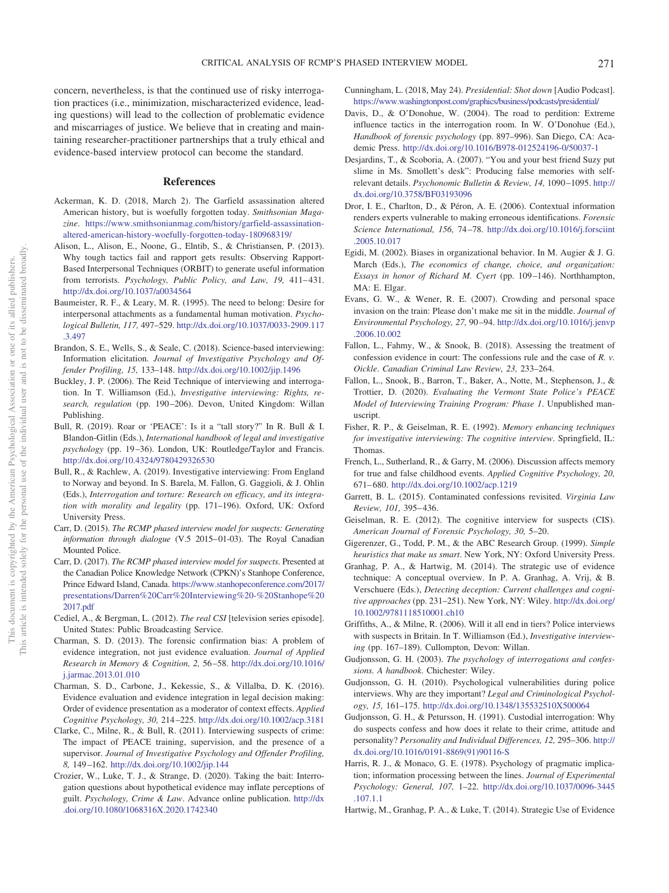concern, nevertheless, is that the continued use of risky interrogation practices (i.e., minimization, mischaracterized evidence, leading questions) will lead to the collection of problematic evidence and miscarriages of justice. We believe that in creating and maintaining researcher-practitioner partnerships that a truly ethical and evidence-based interview protocol can become the standard.

## References

Ackerman, K. D. (2018, March 2). The Garfield assassination altered American history, but is woefully forgotten today. *Smithsonian Magazine*. https://www.smithsonianmag.com/history/garfield-assassination-altered-american-history-woefully-forgotten-today-180968319/

Alison, L., Alison, E., Noone, G., Elntib, S., & Christiansen, P. (2013). Why tough tactics fail and rapport gets results: Observing Rapport-Based Interpersonal Techniques (ORBIT) to generate useful information from terrorists. *Psychology, Public Policy, and Law, 19,* 411–431. http://dx.doi.org/10.1037/a0034564

Baumeister, R. F., & Leary, M. R. (1995). The need to belong: Desire for interpersonal attachments as a fundamental human motivation. *Psychological Bulletin, 117,* 497–529. http://dx.doi.org/10.1037/0033-2909.117.3.497

Brandon, S. E., Wells, S., & Seale, C. (2018). Science-based interviewing: Information elicitation. *Journal of Investigative Psychology and Offender Profiling, 15,* 133–148. http://dx.doi.org/10.1002/jip.1496

Buckley, J. P. (2006). The Reid Technique of interviewing and interrogation. In T. Williamson (Ed.), *Investigative interviewing: Rights, research, regulation* (pp. 190–206). Devon, United Kingdom: Willan Publishing.

Bull, R. (2019). Roar or 'PEACE': Is it a "tall story?" In R. Bull & I. Blandon-Gitlin (Eds.), *International handbook of legal and investigative psychology* (pp. 19–36). London, UK: Routledge/Taylor and Francis. http://dx.doi.org/10.4324/9780429326530

Bull, R., & Rachlew, A. (2019). Investigative interviewing: From England to Norway and beyond. In S. Barela, M. Fallon, G. Gaggioli, & J. Ohlin (Eds.), *Interrogation and torture: Research on efficacy, and its integration with morality and legality* (pp. 171–196). Oxford, UK: Oxford University Press.

Carr, D. (2015). *The RCMP phased interview model for suspects: Generating information through dialogue* (V.5 2015–01-03). The Royal Canadian Mounted Police.

Carr, D. (2017). *The RCMP phased interview model for suspects*. Presented at the Canadian Police Knowledge Network (CPKN)'s Stanhope Conference, Prince Edward Island, Canada. https://www.stanhopeconference.com/2017/presentations/Darren%20Carr%20Interviewing%20-%20Stanhope%202017.pdf

Cediel, A., & Bergman, L. (2012). *The real CSI* [television series episode]. United States: Public Broadcasting Service.

Charman, S. D. (2013). The forensic confirmation bias: A problem of evidence integration, not just evidence evaluation. *Journal of Applied Research in Memory & Cognition, 2,* 56–58. http://dx.doi.org/10.1016/j.jarmac.2013.01.010

Charman, S. D., Carbone, J., Kekessie, S., & Villalba, D. K. (2016). Evidence evaluation and evidence integration in legal decision making: Order of evidence presentation as a moderator of context effects. *Applied Cognitive Psychology, 30,* 214–225. http://dx.doi.org/10.1002/acp.3181

Clarke, C., Milne, R., & Bull, R. (2011). Interviewing suspects of crime: The impact of PEACE training, supervision, and the presence of a supervisor. *Journal of Investigative Psychology and Offender Profiling, 8,* 149–162. http://dx.doi.org/10.1002/jip.144

Crozier, W., Luke, T. J., & Strange, D. (2020). Taking the bait: Interrogation questions about hypothetical evidence may inflate perceptions of guilt. *Psychology, Crime & Law*. Advance online publication. http://dx.doi.org/10.1080/1068316X.2020.1742340

Cunningham, L. (2018, May 24). *Presidential: Shot down* [Audio Podcast]. https://www.washingtonpost.com/graphics/business/podcasts/presidential/

Davis, D., & O'Donohue, W. (2004). The road to perdition: Extreme influence tactics in the interrogation room. In W. O'Donohue (Ed.), *Handbook of forensic psychology* (pp. 897–996). San Diego, CA: Academic Press. http://dx.doi.org/10.1016/B978-012524196-0/50037-1

Desjardins, T., & Scoboria, A. (2007). "You and your best friend Suzy put slime in Ms. Smollett's desk": Producing false memories with self-relevant details. *Psychonomic Bulletin & Review, 14,* 1090–1095. http://dx.doi.org/10.3758/BF03193096

Dror, I. E., Charlton, D., & Péron, A. E. (2006). Contextual information renders experts vulnerable to making erroneous identifications. *Forensic Science International, 156,* 74–78. http://dx.doi.org/10.1016/j.forsciint.2005.10.017

Egidi, M. (2002). Biases in organizational behavior. In M. Augier & J. G. March (Eds.), *The economics of change, choice, and organization: Essays in honor of Richard M. Cyert* (pp. 109–146). Northhampton, MA: E. Elgar.

Evans, G. W., & Wener, R. E. (2007). Crowding and personal space invasion on the train: Please don't make me sit in the middle. *Journal of Environmental Psychology, 27,* 90–94. http://dx.doi.org/10.1016/j.jenvp.2006.10.002

Fallon, L., Fahmy, W., & Snook, B. (2018). Assessing the treatment of confession evidence in court: The confessions rule and the case of *R. v. Oickle*. *Canadian Criminal Law Review, 23,* 233–264.

Fallon, L., Snook, B., Barron, T., Baker, A., Notte, M., Stephenson, J., & Trottier, D. (2020). *Evaluating the Vermont State Police's PEACE Model of Interviewing Training Program: Phase 1*. Unpublished manuscript.

Fisher, R. P., & Geiselman, R. E. (1992). *Memory enhancing techniques for investigative interviewing: The cognitive interview*. Springfield, IL: Thomas.

French, L., Sutherland, R., & Garry, M. (2006). Discussion affects memory for true and false childhood events. *Applied Cognitive Psychology, 20,* 671–680. http://dx.doi.org/10.1002/acp.1219

Garrett, B. L. (2015). Contaminated confessions revisited. *Virginia Law Review, 101,* 395–436.

Geiselman, R. E. (2012). The cognitive interview for suspects (CIS). *American Journal of Forensic Psychology, 30,* 5–20.

Gigerenzer, G., Todd, P. M., & the ABC Research Group. (1999). *Simple heuristics that make us smart*. New York, NY: Oxford University Press.

Granhag, P. A., & Hartwig, M. (2014). The strategic use of evidence technique: A conceptual overview. In P. A. Granhag, A. Vrij, & B. Verschuere (Eds.), *Detecting deception: Current challenges and cognitive approaches* (pp. 231–251). New York, NY: Wiley. http://dx.doi.org/10.1002/9781118510001.ch10

Griffiths, A., & Milne, R. (2006). Will it all end in tiers? Police interviews with suspects in Britain. In T. Williamson (Ed.), *Investigative interviewing* (pp. 167–189). Cullompton, Devon: Willan.

Gudjonsson, G. H. (2003). *The psychology of interrogations and confessions. A handbook*. Chichester: Wiley.

Gudjonsson, G. H. (2010). Psychological vulnerabilities during police interviews. Why are they important? *Legal and Criminological Psychology, 15,* 161–175. http://dx.doi.org/10.1348/135532510X500064

Gudjonsson, G. H., & Petursson, H. (1991). Custodial interrogation: Why do suspects confess and how does it relate to their crime, attitude and personality? *Personality and Individual Differences, 12,* 295–306. http://dx.doi.org/10.1016/0191-8869(91)90116-S

Harris, R. J., & Monaco, G. E. (1978). Psychology of pragmatic implication; information processing between the lines. *Journal of Experimental Psychology: General, 107,* 1–22. http://dx.doi.org/10.1037/0096-3445.107.1.1

Hartwig, M., Granhag, P. A., & Luke, T. (2014). Strategic Use of Evidence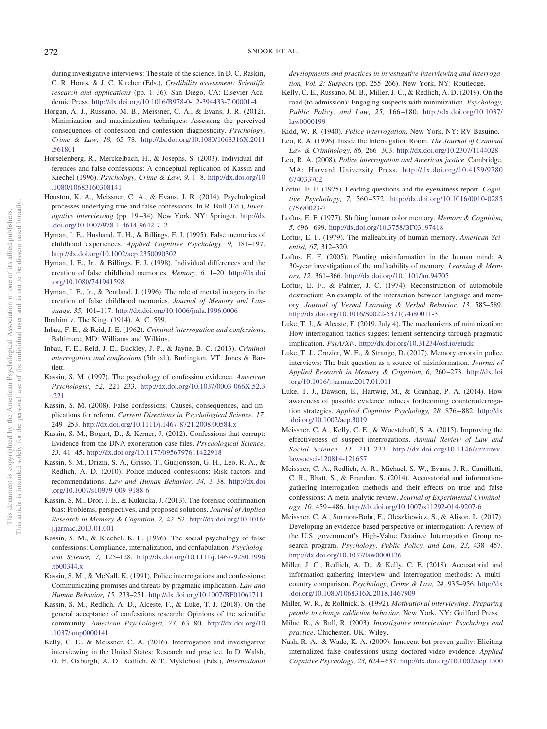during investigative interviews: The state of the science. In D. C. Raskin, C. R. Honts, & J. C. Kircher (Eds.), *Credibility assessment: Scientific research and applications* (pp. 1–36). San Diego, CA: Elsevier Academic Press. http://dx.doi.org/10.1016/B978-0-12-394433-7.00001-4

Horgan, A. J., Russano, M. B., Meissner, C. A., & Evans, J. R. (2012). Minimization and maximization techniques: Assessing the perceived consequences of confession and confession diagnosticity. *Psychology, Crime & Law, 18,* 65–78. http://dx.doi.org/10.1080/1068316X.2011.561801

Horselenberg, R., Merckelbach, H., & Josephs, S. (2003). Individual differences and false confessions: A conceptual replication of Kassin and Kiechel (1996). *Psychology, Crime & Law, 9,* 1–8. http://dx.doi.org/10.1080/10683160308141

Houston, K. A., Meissner, C. A., & Evans, J. R. (2014). Psychological processes underlying true and false confessions. In R. Bull (Ed.), *Investigative interviewing* (pp. 19–34). New York, NY: Springer. http://dx.doi.org/10.1007/978-1-4614-9642-7_2

Hyman, I. E., Husband, T. H., & Billings, F. J. (1995). False memories of childhood experiences. *Applied Cognitive Psychology, 9,* 181–197. http://dx.doi.org/10.1002/acp.2350090302

Hyman, I. E., Jr., & Billings, F. J. (1998). Individual differences and the creation of false childhood memories. *Memory, 6,* 1–20. http://dx.doi.org/10.1080/741941598

Hyman, I. E., Jr., & Pentland, J. (1996). The role of mental imagery in the creation of false childhood memories. *Journal of Memory and Language, 35,* 101–117. http://dx.doi.org/10.1006/jmla.1996.0006

Ibrahim v. The King. (1914). A. C. 599.

Inbau, F. E., & Reid, J. E. (1962). *Criminal interrogation and confessions*. Baltimore, MD: Williams and Wilkins.

Inbau, F. E., Reid, J. E., Buckley, J. P., & Jayne, B. C. (2013). *Criminal interrogation and confessions* (5th ed.). Burlington, VT: Jones & Bartlett.

Kassin, S. M. (1997). The psychology of confession evidence. *American Psychologist, 52,* 221–233. http://dx.doi.org/10.1037/0003-066X.52.3.221

Kassin, S. M. (2008). False confessions: Causes, consequences, and implications for reform. *Current Directions in Psychological Science, 17,* 249–253. http://dx.doi.org/10.1111/j.1467-8721.2008.00584.x

Kassin, S. M., Bogart, D., & Kerner, J. (2012). Confessions that corrupt: Evidence from the DNA exoneration case files. *Psychological Science, 23,* 41–45. http://dx.doi.org/10.1177/0956797611422918

Kassin, S. M., Drizin, S. A., Grisso, T., Gudjonsson, G. H., Leo, R. A., & Redlich, A. D. (2010). Police-induced confessions: Risk factors and recommendations. *Law and Human Behavior, 34,* 3–38. http://dx.doi.org/10.1007/s10979-009-9188-6

Kassin, S. M., Dror, I. E., & Kukucka, J. (2013). The forensic confirmation bias: Problems, perspectives, and proposed solutions. *Journal of Applied Research in Memory & Cognition, 2,* 42–52. http://dx.doi.org/10.1016/j.jarmac.2013.01.001

Kassin, S. M., & Kiechel, K. L. (1996). The social psychology of false confessions: Compliance, internalization, and confabulation. *Psychological Science, 7,* 125–128. http://dx.doi.org/10.1111/j.1467-9280.1996.tb00344.x

Kassin, S. M., & McNall, K. (1991). Police interrogations and confessions: Communicating promises and threats by pragmatic implication. *Law and Human Behavior, 15,* 233–251. http://dx.doi.org/10.1007/BF01061711

Kassin, S. M., Redlich, A. D., Alceste, F., & Luke, T. J. (2018). On the general acceptance of confessions research: Opinions of the scientific community. *American Psychologist, 73,* 63–80. http://dx.doi.org/10.1037/amp0000141

Kelly, C. E., & Meissner, C. A. (2016). Interrogation and investigative interviewing in the United States: Research and practice. In D. Walsh, G. E. Oxburgh, A. D. Redlich, & T. Myklebust (Eds.), *International developments and practices in investigative interviewing and interrogation, Vol. 2: Suspects* (pp. 255–266). New York, NY: Routledge.

Kelly, C. E., Russano, M. B., Miller, J. C., & Redlich, A. D. (2019). On the road (to admission): Engaging suspects with minimization. *Psychology, Public Policy, and Law, 25,* 166–180. http://dx.doi.org/10.1037/law0000199

Kidd, W. R. (1940). *Police interrogation*. New York, NY: RV Basuino.

Leo, R. A. (1996). Inside the Interrogation Room. *The Journal of Criminal Law & Criminology, 86,* 266–303. http://dx.doi.org/10.2307/1144028

Leo, R. A. (2008). *Police interrogation and American justice*. Cambridge, MA: Harvard University Press. http://dx.doi.org/10.4159/9780674033702

Loftus, E. F. (1975). Leading questions and the eyewitness report. *Cognitive Psychology, 7,* 560–572. http://dx.doi.org/10.1016/0010-0285(75)90023-7

Loftus, E. F. (1977). Shifting human color memory. *Memory & Cognition, 5,* 696–699. http://dx.doi.org/10.3758/BF03197418

Loftus, E. F. (1979). The malleability of human memory. *American Scientist, 67,* 312–320.

Loftus, E. F. (2005). Planting misinformation in the human mind: A 30-year investigation of the malleability of memory. *Learning & Memory, 12,* 361–366. http://dx.doi.org/10.1101/lm.94705

Loftus, E. F., & Palmer, J. C. (1974). Reconstruction of automobile destruction: An example of the interaction between language and memory. *Journal of Verbal Learning & Verbal Behavior, 13,* 585–589. http://dx.doi.org/10.1016/S0022-5371(74)80011-3

Luke, T. J., & Alceste, F. (2019, July 4). The mechanisms of minimization: How interrogation tactics suggest lenient sentencing through pragmatic implication. *PsyArXiv*. http://dx.doi.org/10.31234/osf.io/etudk

Luke, T. J., Crozier, W. E., & Strange, D. (2017). Memory errors in police interviews: The bait question as a source of misinformation. *Journal of Applied Research in Memory & Cognition, 6,* 260–273. http://dx.doi.org/10.1016/j.jarmac.2017.01.011

Luke, T. J., Dawson, E., Hartwig, M., & Granhag, P. A. (2014). How awareness of possible evidence induces forthcoming counterinterrogation strategies. *Applied Cognitive Psychology, 28,* 876–882. http://dx.doi.org/10.1002/acp.3019

Meissner, C. A., Kelly, C. E., & Woestehoff, S. A. (2015). Improving the effectiveness of suspect interrogations. *Annual Review of Law and Social Science, 11,* 211–233. http://dx.doi.org/10.1146/annurev-lawsocsci-120814-121657

Meissner, C. A., Redlich, A. R., Michael, S. W., Evans, J. R., Camilletti, C. R., Bhatt, S., & Brandon, S. (2014). Accusatorial and information-gathering interrogation methods and their effects on true and false confessions: A meta-analytic review. *Journal of Experimental Criminology, 10,* 459–486. http://dx.doi.org/10.1007/s11292-014-9207-6

Meissner, C. A., Surmon-Bohr, F., Oleszkiewicz, S., & Alison, L. (2017). Developing an evidence-based perspective on interrogation: A review of the U.S. government's High-Value Detainee Interrogation Group research program. *Psychology, Public Policy, and Law, 23,* 438–457. http://dx.doi.org/10.1037/law0000136

Miller, J. C., Redlich, A. D., & Kelly, C. E. (2018). Accusatorial and information-gathering interview and interrogation methods: A multi-country comparison. *Psychology, Crime & Law, 24,* 935–956. http://dx.doi.org/10.1080/1068316X.2018.1467909

Miller, W. R., & Rollnick, S. (1992). *Motivational interviewing: Preparing people to change addictive behavior*. New York, NY: Guilford Press.

Milne, R., & Bull, R. (2003). *Investigative interviewing: Psychology and practice*. Chichester, UK: Wiley.

Nash, R. A., & Wade, K. A. (2009). Innocent but proven guilty: Eliciting internalized false confessions using doctored-video evidence. *Applied Cognitive Psychology, 23,* 624–637. http://dx.doi.org/10.1002/acp.1500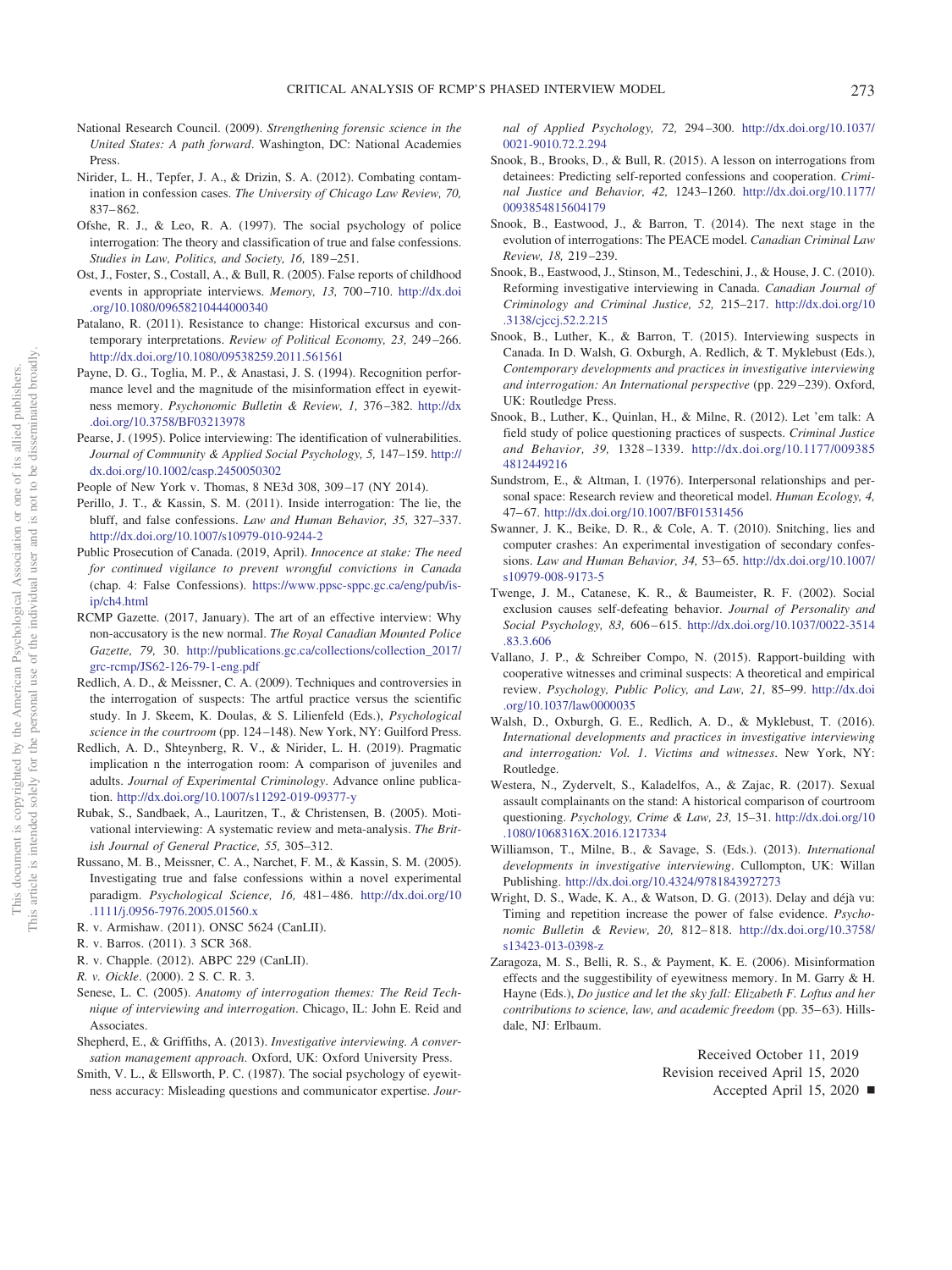National Research Council. (2009). *Strengthening forensic science in the United States: A path forward*. Washington, DC: National Academies Press.

Nirider, L. H., Tepfer, J. A., & Drizin, S. A. (2012). Combating contamination in confession cases. *The University of Chicago Law Review, 70,* 837–862.

Ofshe, R. J., & Leo, R. A. (1997). The social psychology of police interrogation: The theory and classification of true and false confessions. *Studies in Law, Politics, and Society, 16,* 189–251.

Ost, J., Foster, S., Costall, A., & Bull, R. (2005). False reports of childhood events in appropriate interviews. *Memory, 13,* 700–710. http://dx.doi.org/10.1080/09658210444000340

Patalano, R. (2011). Resistance to change: Historical excursus and contemporary interpretations. *Review of Political Economy, 23,* 249–266. http://dx.doi.org/10.1080/09538259.2011.561561

Payne, D. G., Toglia, M. P., & Anastasi, J. S. (1994). Recognition performance level and the magnitude of the misinformation effect in eyewitness memory. *Psychonomic Bulletin & Review, 1,* 376–382. http://dx.doi.org/10.3758/BF03213978

Pearse, J. (1995). Police interviewing: The identification of vulnerabilities. *Journal of Community & Applied Social Psychology, 5,* 147–159. http://dx.doi.org/10.1002/casp.2450050302

People of New York v. Thomas, 8 NE3d 308, 309–17 (NY 2014).

Perillo, J. T., & Kassin, S. M. (2011). Inside interrogation: The lie, the bluff, and false confessions. *Law and Human Behavior, 35,* 327–337. http://dx.doi.org/10.1007/s10979-010-9244-2

Public Prosecution of Canada. (2019, April). *Innocence at stake: The need for continued vigilance to prevent wrongful convictions in Canada* (chap. 4: False Confessions). https://www.ppsc-sppc.gc.ca/eng/pub/is-ip/ch4.html

RCMP Gazette. (2017, January). The art of an effective interview: Why non-accusatory is the new normal. *The Royal Canadian Mounted Police Gazette, 79,* 30. http://publications.gc.ca/collections/collection_2017/grc-rcmp/JS62-126-79-1-eng.pdf

Redlich, A. D., & Meissner, C. A. (2009). Techniques and controversies in the interrogation of suspects: The artful practice versus the scientific study. In J. Skeem, K. Doulas, & S. Lilienfeld (Eds.), *Psychological science in the courtroom* (pp. 124–148). New York, NY: Guilford Press.

Redlich, A. D., Shteynberg, R. V., & Nirider, L. H. (2019). Pragmatic implication n the interrogation room: A comparison of juveniles and adults. *Journal of Experimental Criminology*. Advance online publication. http://dx.doi.org/10.1007/s11292-019-09377-y

Rubak, S., Sandbaek, A., Lauritzen, T., & Christensen, B. (2005). Motivational interviewing: A systematic review and meta-analysis. *The British Journal of General Practice, 55,* 305–312.

Russano, M. B., Meissner, C. A., Narchet, F. M., & Kassin, S. M. (2005). Investigating true and false confessions within a novel experimental paradigm. *Psychological Science, 16,* 481–486. http://dx.doi.org/10.1111/j.0956-7976.2005.01560.x

R. v. Armishaw. (2011). ONSC 5624 (CanLII).

R. v. Barros. (2011). 3 SCR 368.

R. v. Chapple. (2012). ABPC 229 (CanLII).

*R. v. Oickle*. (2000). 2 S. C. R. 3.

Senese, L. C. (2005). *Anatomy of interrogation themes: The Reid Technique of interviewing and interrogation*. Chicago, IL: John E. Reid and Associates.

Shepherd, E., & Griffiths, A. (2013). *Investigative interviewing. A conversation management approach*. Oxford, UK: Oxford University Press.

Smith, V. L., & Ellsworth, P. C. (1987). The social psychology of eyewitness accuracy: Misleading questions and communicator expertise. *Journal of Applied Psychology, 72,* 294–300. http://dx.doi.org/10.1037/0021-9010.72.2.294

Snook, B., Brooks, D., & Bull, R. (2015). A lesson on interrogations from detainees: Predicting self-reported confessions and cooperation. *Criminal Justice and Behavior, 42,* 1243–1260. http://dx.doi.org/10.1177/0093854815604179

Snook, B., Eastwood, J., & Barron, T. (2014). The next stage in the evolution of interrogations: The PEACE model. *Canadian Criminal Law Review, 18,* 219–239.

Snook, B., Eastwood, J., Stinson, M., Tedeschini, J., & House, J. C. (2010). Reforming investigative interviewing in Canada. *Canadian Journal of Criminology and Criminal Justice, 52,* 215–217. http://dx.doi.org/10.3138/cjccj.52.2.215

Snook, B., Luther, K., & Barron, T. (2015). Interviewing suspects in Canada. In D. Walsh, G. Oxburgh, A. Redlich, & T. Myklebust (Eds.), *Contemporary developments and practices in investigative interviewing and interrogation: An International perspective* (pp. 229–239). Oxford, UK: Routledge Press.

Snook, B., Luther, K., Quinlan, H., & Milne, R. (2012). Let 'em talk: A field study of police questioning practices of suspects. *Criminal Justice and Behavior, 39,* 1328–1339. http://dx.doi.org/10.1177/0093854812449216

Sundstrom, E., & Altman, I. (1976). Interpersonal relationships and personal space: Research review and theoretical model. *Human Ecology, 4,* 47–67. http://dx.doi.org/10.1007/BF01531456

Swanner, J. K., Beike, D. R., & Cole, A. T. (2010). Snitching, lies and computer crashes: An experimental investigation of secondary confessions. *Law and Human Behavior, 34,* 53–65. http://dx.doi.org/10.1007/s10979-008-9173-5

Twenge, J. M., Catanese, K. R., & Baumeister, R. F. (2002). Social exclusion causes self-defeating behavior. *Journal of Personality and Social Psychology, 83,* 606–615. http://dx.doi.org/10.1037/0022-3514.83.3.606

Vallano, J. P., & Schreiber Compo, N. (2015). Rapport-building with cooperative witnesses and criminal suspects: A theoretical and empirical review. *Psychology, Public Policy, and Law, 21,* 85–99. http://dx.doi.org/10.1037/law0000035

Walsh, D., Oxburgh, G. E., Redlich, A. D., & Myklebust, T. (2016). *International developments and practices in investigative interviewing and interrogation: Vol. 1. Victims and witnesses*. New York, NY: Routledge.

Westera, N., Zydervelt, S., Kaladelfos, A., & Zajac, R. (2017). Sexual assault complainants on the stand: A historical comparison of courtroom questioning. *Psychology, Crime & Law, 23,* 15–31. http://dx.doi.org/10.1080/1068316X.2016.1217334

Williamson, T., Milne, B., & Savage, S. (Eds.). (2013). *International developments in investigative interviewing*. Cullompton, UK: Willan Publishing. http://dx.doi.org/10.4324/9781843927273

Wright, D. S., Wade, K. A., & Watson, D. G. (2013). Delay and déjà vu: Timing and repetition increase the power of false evidence. *Psychonomic Bulletin & Review, 20,* 812–818. http://dx.doi.org/10.3758/s13423-013-0398-z

Zaragoza, M. S., Belli, R. S., & Payment, K. E. (2006). Misinformation effects and the suggestibility of eyewitness memory. In M. Garry & H. Hayne (Eds.), *Do justice and let the sky fall: Elizabeth F. Loftus and her contributions to science, law, and academic freedom* (pp. 35–63). Hillsdale, NJ: Erlbaum.

Received October 11, 2019
Revision received April 15, 2020
Accepted April 15, 2020 ■